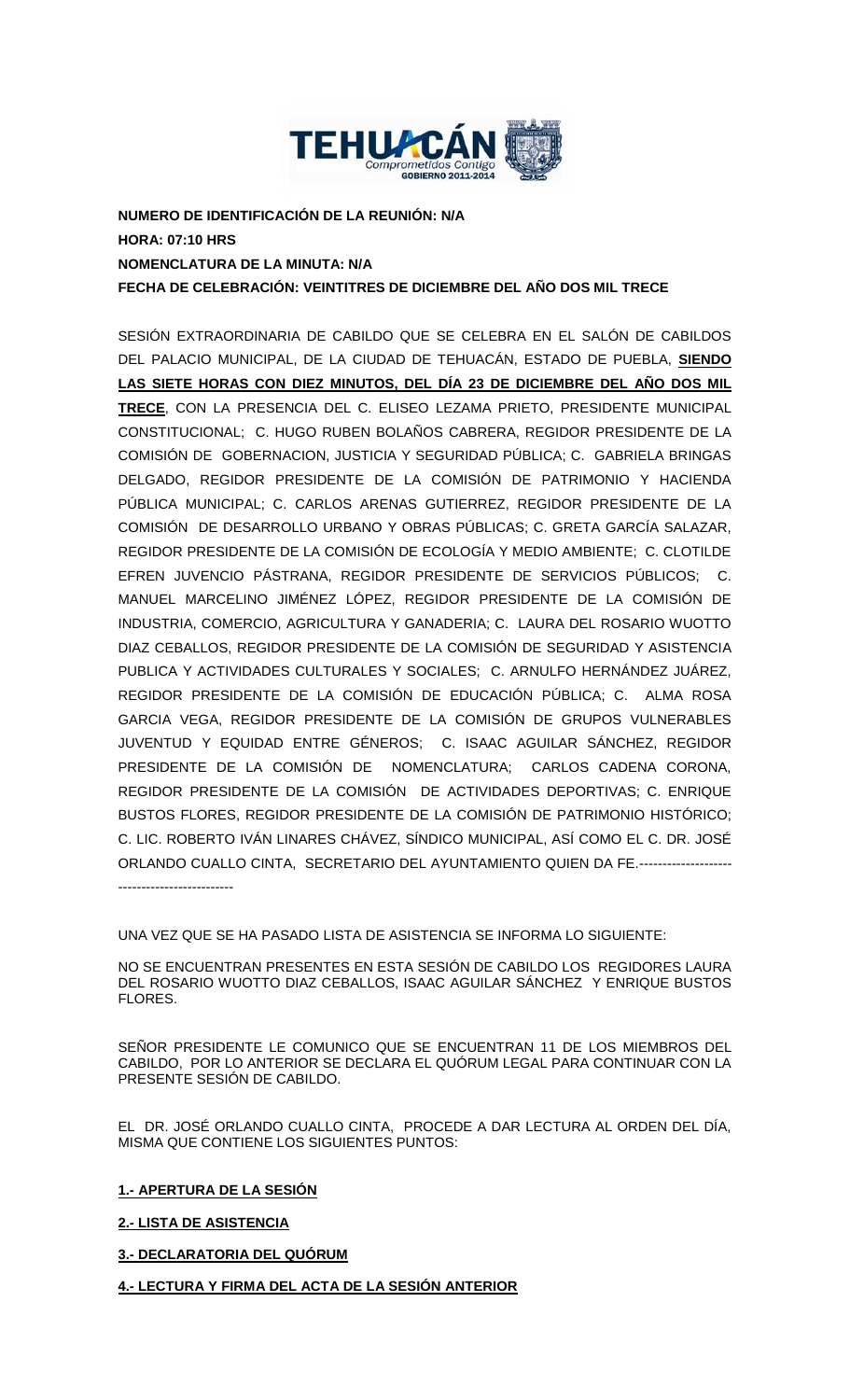**NUMERO DE IDENTIFICACIÓN DE LA REUNIÓN: N/A**
**HORA: 07:10 HRS**
**NOMENCLATURA DE LA MINUTA: N/A**
**FECHA DE CELEBRACIÓN: VEINTITRES DE DICIEMBRE DEL AÑO DOS MIL TRECE**

SESIÓN EXTRAORDINARIA DE CABILDO QUE SE CELEBRA EN EL SALÓN DE CABILDOS DEL PALACIO MUNICIPAL, DE LA CIUDAD DE TEHUACÁN, ESTADO DE PUEBLA, **SIENDO LAS SIETE HORAS CON DIEZ MINUTOS, DEL DÍA 23 DE DICIEMBRE DEL AÑO DOS MIL TRECE**, CON LA PRESENCIA DEL C. ELISEO LEZAMA PRIETO, PRESIDENTE MUNICIPAL CONSTITUCIONAL; C. HUGO RUBEN BOLAÑOS CABRERA, REGIDOR PRESIDENTE DE LA COMISIÓN DE GOBERNACION, JUSTICIA Y SEGURIDAD PÚBLICA; C. GABRIELA BRINGAS DELGADO, REGIDOR PRESIDENTE DE LA COMISIÓN DE PATRIMONIO Y HACIENDA PÚBLICA MUNICIPAL; C. CARLOS ARENAS GUTIERREZ, REGIDOR PRESIDENTE DE LA COMISIÓN DE DESARROLLO URBANO Y OBRAS PÚBLICAS; C. GRETA GARCÍA SALAZAR, REGIDOR PRESIDENTE DE LA COMISIÓN DE ECOLOGÍA Y MEDIO AMBIENTE; C. CLOTILDE EFREN JUVENCIO PÁSTRANA, REGIDOR PRESIDENTE DE SERVICIOS PÚBLICOS; C. MANUEL MARCELINO JIMÉNEZ LÓPEZ, REGIDOR PRESIDENTE DE LA COMISIÓN DE INDUSTRIA, COMERCIO, AGRICULTURA Y GANADERIA; C. LAURA DEL ROSARIO WUOTTO DIAZ CEBALLOS, REGIDOR PRESIDENTE DE LA COMISIÓN DE SEGURIDAD Y ASISTENCIA PUBLICA Y ACTIVIDADES CULTURALES Y SOCIALES; C. ARNULFO HERNÁNDEZ JUÁREZ, REGIDOR PRESIDENTE DE LA COMISIÓN DE EDUCACIÓN PÚBLICA; C. ALMA ROSA GARCIA VEGA, REGIDOR PRESIDENTE DE LA COMISIÓN DE GRUPOS VULNERABLES JUVENTUD Y EQUIDAD ENTRE GÉNEROS; C. ISAAC AGUILAR SÁNCHEZ, REGIDOR PRESIDENTE DE LA COMISIÓN DE NOMENCLATURA; CARLOS CADENA CORONA, REGIDOR PRESIDENTE DE LA COMISIÓN DE ACTIVIDADES DEPORTIVAS; C. ENRIQUE BUSTOS FLORES, REGIDOR PRESIDENTE DE LA COMISIÓN DE PATRIMONIO HISTÓRICO; C. LIC. ROBERTO IVÁN LINARES CHÁVEZ, SÍNDICO MUNICIPAL, ASÍ COMO EL C. DR. JOSÉ ORLANDO CUALLO CINTA, SECRETARIO DEL AYUNTAMIENTO QUIEN DA FE.---------------------------------------------

UNA VEZ QUE SE HA PASADO LISTA DE ASISTENCIA SE INFORMA LO SIGUIENTE:

NO SE ENCUENTRAN PRESENTES EN ESTA SESIÓN DE CABILDO LOS REGIDORES LAURA DEL ROSARIO WUOTTO DIAZ CEBALLOS, ISAAC AGUILAR SÁNCHEZ Y ENRIQUE BUSTOS FLORES.

SEÑOR PRESIDENTE LE COMUNICO QUE SE ENCUENTRAN 11 DE LOS MIEMBROS DEL CABILDO, POR LO ANTERIOR SE DECLARA EL QUÓRUM LEGAL PARA CONTINUAR CON LA PRESENTE SESIÓN DE CABILDO.

EL DR. JOSÉ ORLANDO CUALLO CINTA, PROCEDE A DAR LECTURA AL ORDEN DEL DÍA, MISMA QUE CONTIENE LOS SIGUIENTES PUNTOS:

**1.- APERTURA DE LA SESIÓN**

**2.- LISTA DE ASISTENCIA**

**3.- DECLARATORIA DEL QUÓRUM**

**4.- LECTURA Y FIRMA DEL ACTA DE LA SESIÓN ANTERIOR**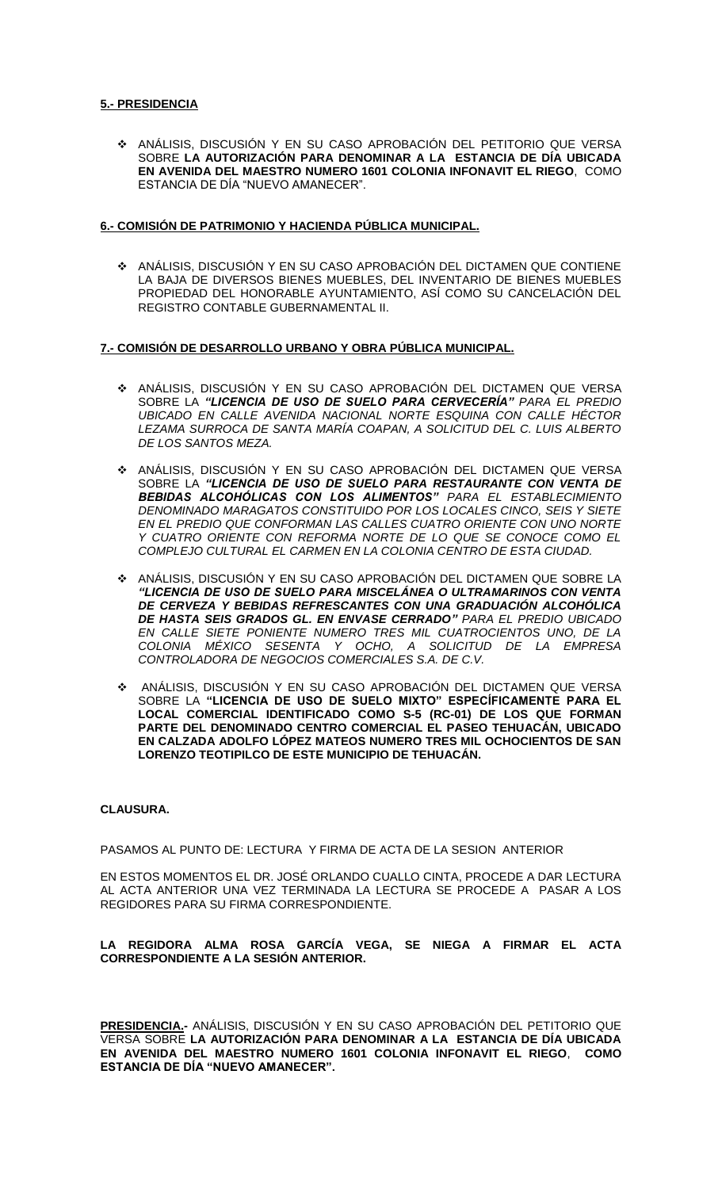**<u>5.- PRESIDENCIA</u>**

- ANÁLISIS, DISCUSIÓN Y EN SU CASO APROBACIÓN DEL PETITORIO QUE VERSA SOBRE **LA AUTORIZACIÓN PARA DENOMINAR A LA ESTANCIA DE DÍA UBICADA EN AVENIDA DEL MAESTRO NUMERO 1601 COLONIA INFONAVIT EL RIEGO**, COMO ESTANCIA DE DÍA "NUEVO AMANECER".

**<u>6.- COMISIÓN DE PATRIMONIO Y HACIENDA PÚBLICA MUNICIPAL.</u>**

- ANÁLISIS, DISCUSIÓN Y EN SU CASO APROBACIÓN DEL DICTAMEN QUE CONTIENE LA BAJA DE DIVERSOS BIENES MUEBLES, DEL INVENTARIO DE BIENES MUEBLES PROPIEDAD DEL HONORABLE AYUNTAMIENTO, ASÍ COMO SU CANCELACIÓN DEL REGISTRO CONTABLE GUBERNAMENTAL II.

**<u>7.- COMISIÓN DE DESARROLLO URBANO Y OBRA PÚBLICA MUNICIPAL.</u>**

- ANÁLISIS, DISCUSIÓN Y EN SU CASO APROBACIÓN DEL DICTAMEN QUE VERSA SOBRE LA ***"LICENCIA DE USO DE SUELO PARA CERVECERÍA"*** *PARA EL PREDIO UBICADO EN CALLE AVENIDA NACIONAL NORTE ESQUINA CON CALLE HÉCTOR LEZAMA SURROCA DE SANTA MARÍA COAPAN, A SOLICITUD DEL C. LUIS ALBERTO DE LOS SANTOS MEZA.*

- ANÁLISIS, DISCUSIÓN Y EN SU CASO APROBACIÓN DEL DICTAMEN QUE VERSA SOBRE LA ***"LICENCIA DE USO DE SUELO PARA RESTAURANTE CON VENTA DE BEBIDAS ALCOHÓLICAS CON LOS ALIMENTOS"*** *PARA EL ESTABLECIMIENTO DENOMINADO MARAGATOS CONSTITUIDO POR LOS LOCALES CINCO, SEIS Y SIETE EN EL PREDIO QUE CONFORMAN LAS CALLES CUATRO ORIENTE CON UNO NORTE Y CUATRO ORIENTE CON REFORMA NORTE DE LO QUE SE CONOCE COMO EL COMPLEJO CULTURAL EL CARMEN EN LA COLONIA CENTRO DE ESTA CIUDAD.*

- ANÁLISIS, DISCUSIÓN Y EN SU CASO APROBACIÓN DEL DICTAMEN QUE SOBRE LA ***"LICENCIA DE USO DE SUELO PARA MISCELÁNEA O ULTRAMARINOS CON VENTA DE CERVEZA Y BEBIDAS REFRESCANTES CON UNA GRADUACIÓN ALCOHÓLICA DE HASTA SEIS GRADOS GL. EN ENVASE CERRADO"*** *PARA EL PREDIO UBICADO EN CALLE SIETE PONIENTE NUMERO TRES MIL CUATROCIENTOS UNO, DE LA COLONIA MÉXICO SESENTA Y OCHO, A SOLICITUD DE LA EMPRESA CONTROLADORA DE NEGOCIOS COMERCIALES S.A. DE C.V.*

- ANÁLISIS, DISCUSIÓN Y EN SU CASO APROBACIÓN DEL DICTAMEN QUE VERSA SOBRE LA **"LICENCIA DE USO DE SUELO MIXTO" ESPECÍFICAMENTE PARA EL LOCAL COMERCIAL IDENTIFICADO COMO S-5 (RC-01) DE LOS QUE FORMAN PARTE DEL DENOMINADO CENTRO COMERCIAL EL PASEO TEHUACÁN, UBICADO EN CALZADA ADOLFO LÓPEZ MATEOS NUMERO TRES MIL OCHOCIENTOS DE SAN LORENZO TEOTIPILCO DE ESTE MUNICIPIO DE TEHUACÁN.**

**CLAUSURA.**

PASAMOS AL PUNTO DE: LECTURA Y FIRMA DE ACTA DE LA SESION ANTERIOR

EN ESTOS MOMENTOS EL DR. JOSÉ ORLANDO CUALLO CINTA, PROCEDE A DAR LECTURA AL ACTA ANTERIOR UNA VEZ TERMINADA LA LECTURA SE PROCEDE A PASAR A LOS REGIDORES PARA SU FIRMA CORRESPONDIENTE.

**LA REGIDORA ALMA ROSA GARCÍA VEGA, SE NIEGA A FIRMAR EL ACTA CORRESPONDIENTE A LA SESIÓN ANTERIOR.**

**<u>PRESIDENCIA.-</u>** ANÁLISIS, DISCUSIÓN Y EN SU CASO APROBACIÓN DEL PETITORIO QUE VERSA SOBRE **LA AUTORIZACIÓN PARA DENOMINAR A LA ESTANCIA DE DÍA UBICADA EN AVENIDA DEL MAESTRO NUMERO 1601 COLONIA INFONAVIT EL RIEGO**, **COMO ESTANCIA DE DÍA "NUEVO AMANECER".**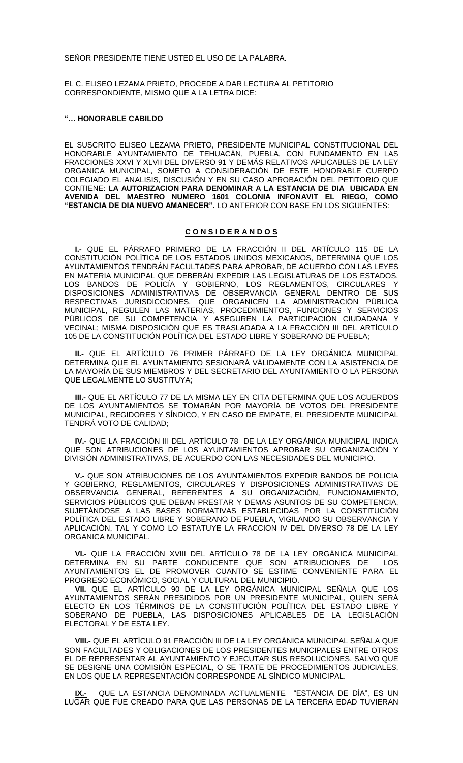SEÑOR PRESIDENTE TIENE USTED EL USO DE LA PALABRA.

EL C. ELISEO LEZAMA PRIETO, PROCEDE A DAR LECTURA AL PETITORIO CORRESPONDIENTE, MISMO QUE A LA LETRA DICE:

**"… HONORABLE CABILDO**

EL SUSCRITO ELISEO LEZAMA PRIETO, PRESIDENTE MUNICIPAL CONSTITUCIONAL DEL HONORABLE AYUNTAMIENTO DE TEHUACÁN, PUEBLA, CON FUNDAMENTO EN LAS FRACCIONES XXVI Y XLVII DEL DIVERSO 91 Y DEMÁS RELATIVOS APLICABLES DE LA LEY ORGANICA MUNICIPAL, SOMETO A CONSIDERACIÓN DE ESTE HONORABLE CUERPO COLEGIADO EL ANALISIS, DISCUSIÓN Y EN SU CASO APROBACIÓN DEL PETITORIO QUE CONTIENE: **LA AUTORIZACION PARA DENOMINAR A LA ESTANCIA DE DIA UBICADA EN AVENIDA DEL MAESTRO NUMERO 1601 COLONIA INFONAVIT EL RIEGO, COMO "ESTANCIA DE DIA NUEVO AMANECER".** LO ANTERIOR CON BASE EN LOS SIGUIENTES:

**C O N S I D E R A N D O S**

**I.-** QUE EL PÁRRAFO PRIMERO DE LA FRACCIÓN II DEL ARTÍCULO 115 DE LA CONSTITUCIÓN POLÍTICA DE LOS ESTADOS UNIDOS MEXICANOS, DETERMINA QUE LOS AYUNTAMIENTOS TENDRÁN FACULTADES PARA APROBAR, DE ACUERDO CON LAS LEYES EN MATERIA MUNICIPAL QUE DEBERÁN EXPEDIR LAS LEGISLATURAS DE LOS ESTADOS, LOS BANDOS DE POLICÍA Y GOBIERNO, LOS REGLAMENTOS, CIRCULARES Y DISPOSICIONES ADMINISTRATIVAS DE OBSERVANCIA GENERAL DENTRO DE SUS RESPECTIVAS JURISDICCIONES, QUE ORGANICEN LA ADMINISTRACIÓN PÚBLICA MUNICIPAL, REGULEN LAS MATERIAS, PROCEDIMIENTOS, FUNCIONES Y SERVICIOS PÚBLICOS DE SU COMPETENCIA Y ASEGUREN LA PARTICIPACIÓN CIUDADANA Y VECINAL; MISMA DISPOSICIÓN QUE ES TRASLADADA A LA FRACCIÓN III DEL ARTÍCULO 105 DE LA CONSTITUCIÓN POLÍTICA DEL ESTADO LIBRE Y SOBERANO DE PUEBLA;

**II.-** QUE EL ARTÍCULO 76 PRIMER PÁRRAFO DE LA LEY ORGÁNICA MUNICIPAL DETERMINA QUE EL AYUNTAMIENTO SESIONARÁ VÁLIDAMENTE CON LA ASISTENCIA DE LA MAYORÍA DE SUS MIEMBROS Y DEL SECRETARIO DEL AYUNTAMIENTO O LA PERSONA QUE LEGALMENTE LO SUSTITUYA;

**III.-** QUE EL ARTÍCULO 77 DE LA MISMA LEY EN CITA DETERMINA QUE LOS ACUERDOS DE LOS AYUNTAMIENTOS SE TOMARÁN POR MAYORÍA DE VOTOS DEL PRESIDENTE MUNICIPAL, REGIDORES Y SÍNDICO, Y EN CASO DE EMPATE, EL PRESIDENTE MUNICIPAL TENDRÁ VOTO DE CALIDAD;

**IV.-** QUE LA FRACCIÓN III DEL ARTÍCULO 78 DE LA LEY ORGÁNICA MUNICIPAL INDICA QUE SON ATRIBUCIONES DE LOS AYUNTAMIENTOS APROBAR SU ORGANIZACIÓN Y DIVISIÓN ADMINISTRATIVAS, DE ACUERDO CON LAS NECESIDADES DEL MUNICIPIO.

**V.-** QUE SON ATRIBUCIONES DE LOS AYUNTAMIENTOS EXPEDIR BANDOS DE POLICIA Y GOBIERNO, REGLAMENTOS, CIRCULARES Y DISPOSICIONES ADMINISTRATIVAS DE OBSERVANCIA GENERAL, REFERENTES A SU ORGANIZACIÓN, FUNCIONAMIENTO, SERVICIOS PÚBLICOS QUE DEBAN PRESTAR Y DEMAS ASUNTOS DE SU COMPETENCIA, SUJETÁNDOSE A LAS BASES NORMATIVAS ESTABLECIDAS POR LA CONSTITUCIÓN POLÍTICA DEL ESTADO LIBRE Y SOBERANO DE PUEBLA, VIGILANDO SU OBSERVANCIA Y APLICACIÓN, TAL Y COMO LO ESTATUYE LA FRACCION IV DEL DIVERSO 78 DE LA LEY ORGANICA MUNICIPAL.

**VI.-** QUE LA FRACCIÓN XVIII DEL ARTÍCULO 78 DE LA LEY ORGÁNICA MUNICIPAL DETERMINA EN SU PARTE CONDUCENTE QUE SON ATRIBUCIONES DE LOS AYUNTAMIENTOS EL DE PROMOVER CUANTO SE ESTIME CONVENIENTE PARA EL PROGRESO ECONÓMICO, SOCIAL Y CULTURAL DEL MUNICIPIO.

**VII.** QUE EL ARTÍCULO 90 DE LA LEY ORGÁNICA MUNICIPAL SEÑALA QUE LOS AYUNTAMIENTOS SERÁN PRESIDIDOS POR UN PRESIDENTE MUNICIPAL, QUIEN SERÁ ELECTO EN LOS TÉRMINOS DE LA CONSTITUCIÓN POLÍTICA DEL ESTADO LIBRE Y SOBERANO DE PUEBLA, LAS DISPOSICIONES APLICABLES DE LA LEGISLACIÓN ELECTORAL Y DE ESTA LEY.

**VIII.-** QUE EL ARTÍCULO 91 FRACCIÓN III DE LA LEY ORGÁNICA MUNICIPAL SEÑALA QUE SON FACULTADES Y OBLIGACIONES DE LOS PRESIDENTES MUNICIPALES ENTRE OTROS EL DE REPRESENTAR AL AYUNTAMIENTO Y EJECUTAR SUS RESOLUCIONES, SALVO QUE SE DESIGNE UNA COMISIÓN ESPECIAL, O SE TRATE DE PROCEDIMIENTOS JUDICIALES, EN LOS QUE LA REPRESENTACIÓN CORRESPONDE AL SÍNDICO MUNICIPAL.

**IX.-** QUE LA ESTANCIA DENOMINADA ACTUALMENTE "ESTANCIA DE DÍA", ES UN LUGAR QUE FUE CREADO PARA QUE LAS PERSONAS DE LA TERCERA EDAD TUVIERAN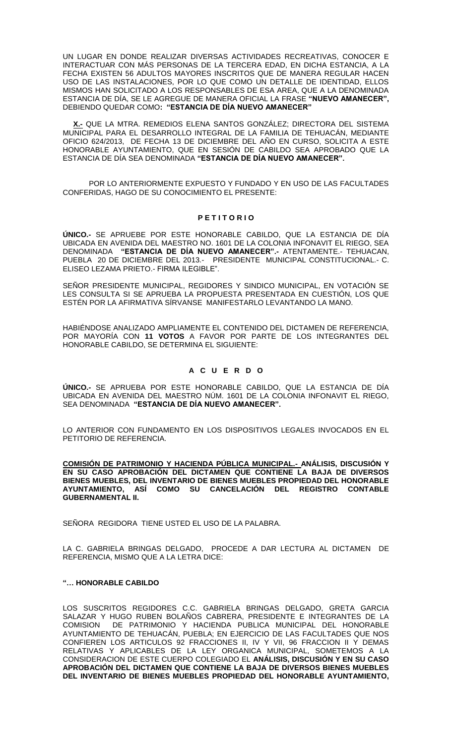UN LUGAR EN DONDE REALIZAR DIVERSAS ACTIVIDADES RECREATIVAS, CONOCER E INTERACTUAR CON MÁS PERSONAS DE LA TERCERA EDAD, EN DICHA ESTANCIA, A LA FECHA EXISTEN 56 ADULTOS MAYORES INSCRITOS QUE DE MANERA REGULAR HACEN USO DE LAS INSTALACIONES, POR LO QUE COMO UN DETALLE DE IDENTIDAD, ELLOS MISMOS HAN SOLICITADO A LOS RESPONSABLES DE ESA AREA, QUE A LA DENOMINADA ESTANCIA DE DÍA, SE LE AGREGUE DE MANERA OFICIAL LA FRASE **"NUEVO AMANECER",** DEBIENDO QUEDAR COMO**: "ESTANCIA DE DÍA NUEVO AMANECER"**

**X.-** QUE LA MTRA. REMEDIOS ELENA SANTOS GONZÁLEZ; DIRECTORA DEL SISTEMA MUNICIPAL PARA EL DESARROLLO INTEGRAL DE LA FAMILIA DE TEHUACÁN, MEDIANTE OFICIO 624/2013, DE FECHA 13 DE DICIEMBRE DEL AÑO EN CURSO, SOLICITA A ESTE HONORABLE AYUNTAMIENTO, QUE EN SESIÓN DE CABILDO SEA APROBADO QUE LA ESTANCIA DE DÍA SEA DENOMINADA **"ESTANCIA DE DÍA NUEVO AMANECER".**

POR LO ANTERIORMENTE EXPUESTO Y FUNDADO Y EN USO DE LAS FACULTADES CONFERIDAS, HAGO DE SU CONOCIMIENTO EL PRESENTE:

**P E T I T O R I O**

**ÚNICO.-** SE APRUEBE POR ESTE HONORABLE CABILDO, QUE LA ESTANCIA DE DÍA UBICADA EN AVENIDA DEL MAESTRO NO. 1601 DE LA COLONIA INFONAVIT EL RIEGO, SEA DENOMINADA **"ESTANCIA DE DÍA NUEVO AMANECER".-** ATENTAMENTE.- TEHUACAN, PUEBLA 20 DE DICIEMBRE DEL 2013.- PRESIDENTE MUNICIPAL CONSTITUCIONAL.- C. ELISEO LEZAMA PRIETO.- FIRMA ILEGIBLE".

SEÑOR PRESIDENTE MUNICIPAL, REGIDORES Y SINDICO MUNICIPAL, EN VOTACIÓN SE LES CONSULTA SI SE APRUEBA LA PROPUESTA PRESENTADA EN CUESTIÓN, LOS QUE ESTÉN POR LA AFIRMATIVA SÍRVANSE MANIFESTARLO LEVANTANDO LA MANO.

HABIÉNDOSE ANALIZADO AMPLIAMENTE EL CONTENIDO DEL DICTAMEN DE REFERENCIA, POR MAYORÍA CON **11 VOTOS** A FAVOR POR PARTE DE LOS INTEGRANTES DEL HONORABLE CABILDO, SE DETERMINA EL SIGUIENTE:

**A C U E R D O**

**ÚNICO.-** SE APRUEBA POR ESTE HONORABLE CABILDO, QUE LA ESTANCIA DE DÍA UBICADA EN AVENIDA DEL MAESTRO NÚM. 1601 DE LA COLONIA INFONAVIT EL RIEGO, SEA DENOMINADA **"ESTANCIA DE DÍA NUEVO AMANECER".**

LO ANTERIOR CON FUNDAMENTO EN LOS DISPOSITIVOS LEGALES INVOCADOS EN EL PETITORIO DE REFERENCIA.

**COMISIÓN DE PATRIMONIO Y HACIENDA PÚBLICA MUNICIPAL.- ANÁLISIS, DISCUSIÓN Y EN SU CASO APROBACIÓN DEL DICTAMEN QUE CONTIENE LA BAJA DE DIVERSOS BIENES MUEBLES, DEL INVENTARIO DE BIENES MUEBLES PROPIEDAD DEL HONORABLE AYUNTAMIENTO, ASÍ COMO SU CANCELACIÓN DEL REGISTRO CONTABLE GUBERNAMENTAL II.**

SEÑORA REGIDORA TIENE USTED EL USO DE LA PALABRA.

LA C. GABRIELA BRINGAS DELGADO, PROCEDE A DAR LECTURA AL DICTAMEN DE REFERENCIA, MISMO QUE A LA LETRA DICE:

**"… HONORABLE CABILDO**

LOS SUSCRITOS REGIDORES C.C. GABRIELA BRINGAS DELGADO, GRETA GARCIA SALAZAR Y HUGO RUBEN BOLAÑOS CABRERA, PRESIDENTE E INTEGRANTES DE LA COMISION DE PATRIMONIO Y HACIENDA PUBLICA MUNICIPAL DEL HONORABLE AYUNTAMIENTO DE TEHUACÁN, PUEBLA; EN EJERCICIO DE LAS FACULTADES QUE NOS CONFIEREN LOS ARTICULOS 92 FRACCIONES II, IV Y VII, 96 FRACCION II Y DEMAS RELATIVAS Y APLICABLES DE LA LEY ORGANICA MUNICIPAL, SOMETEMOS A LA CONSIDERACION DE ESTE CUERPO COLEGIADO EL **ANÁLISIS, DISCUSIÓN Y EN SU CASO APROBACIÓN DEL DICTAMEN QUE CONTIENE LA BAJA DE DIVERSOS BIENES MUEBLES DEL INVENTARIO DE BIENES MUEBLES PROPIEDAD DEL HONORABLE AYUNTAMIENTO,**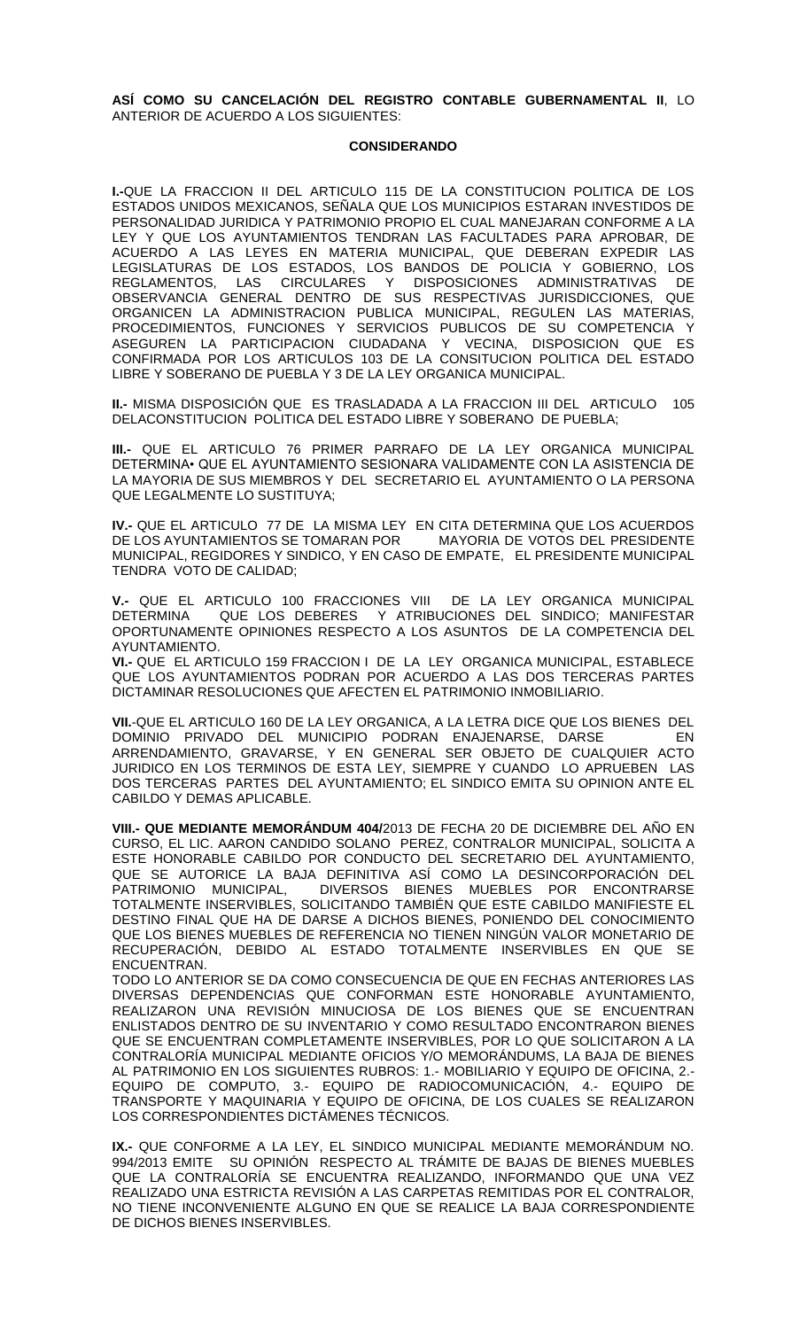**ASÍ COMO SU CANCELACIÓN DEL REGISTRO CONTABLE GUBERNAMENTAL II**, LO ANTERIOR DE ACUERDO A LOS SIGUIENTES:

**CONSIDERANDO**

**I.-**QUE LA FRACCION II DEL ARTICULO 115 DE LA CONSTITUCION POLITICA DE LOS ESTADOS UNIDOS MEXICANOS, SEÑALA QUE LOS MUNICIPIOS ESTARAN INVESTIDOS DE PERSONALIDAD JURIDICA Y PATRIMONIO PROPIO EL CUAL MANEJARAN CONFORME A LA LEY Y QUE LOS AYUNTAMIENTOS TENDRAN LAS FACULTADES PARA APROBAR, DE ACUERDO A LAS LEYES EN MATERIA MUNICIPAL, QUE DEBERAN EXPEDIR LAS LEGISLATURAS DE LOS ESTADOS, LOS BANDOS DE POLICIA Y GOBIERNO, LOS REGLAMENTOS, LAS CIRCULARES Y DISPOSICIONES ADMINISTRATIVAS DE OBSERVANCIA GENERAL DENTRO DE SUS RESPECTIVAS JURISDICCIONES, QUE ORGANICEN LA ADMINISTRACION PUBLICA MUNICIPAL, REGULEN LAS MATERIAS, PROCEDIMIENTOS, FUNCIONES Y SERVICIOS PUBLICOS DE SU COMPETENCIA Y ASEGUREN LA PARTICIPACION CIUDADANA Y VECINA, DISPOSICION QUE ES CONFIRMADA POR LOS ARTICULOS 103 DE LA CONSITUCION POLITICA DEL ESTADO LIBRE Y SOBERANO DE PUEBLA Y 3 DE LA LEY ORGANICA MUNICIPAL.

**II.-** MISMA DISPOSICIÓN QUE ES TRASLADADA A LA FRACCION III DEL ARTICULO 105 DELACONSTITUCION POLITICA DEL ESTADO LIBRE Y SOBERANO DE PUEBLA;

**III.-** QUE EL ARTICULO 76 PRIMER PARRAFO DE LA LEY ORGANICA MUNICIPAL DETERMINA• QUE EL AYUNTAMIENTO SESIONARA VALIDAMENTE CON LA ASISTENCIA DE LA MAYORIA DE SUS MIEMBROS Y DEL SECRETARIO EL AYUNTAMIENTO O LA PERSONA QUE LEGALMENTE LO SUSTITUYA;

**IV.-** QUE EL ARTICULO 77 DE LA MISMA LEY EN CITA DETERMINA QUE LOS ACUERDOS DE LOS AYUNTAMIENTOS SE TOMARAN POR MAYORIA DE VOTOS DEL PRESIDENTE MUNICIPAL, REGIDORES Y SINDICO, Y EN CASO DE EMPATE, EL PRESIDENTE MUNICIPAL TENDRA VOTO DE CALIDAD;

**V.-** QUE EL ARTICULO 100 FRACCIONES VIII DE LA LEY ORGANICA MUNICIPAL DETERMINA QUE LOS DEBERES Y ATRIBUCIONES DEL SINDICO; MANIFESTAR OPORTUNAMENTE OPINIONES RESPECTO A LOS ASUNTOS DE LA COMPETENCIA DEL AYUNTAMIENTO.

**VI.-** QUE EL ARTICULO 159 FRACCION I DE LA LEY ORGANICA MUNICIPAL, ESTABLECE QUE LOS AYUNTAMIENTOS PODRAN POR ACUERDO A LAS DOS TERCERAS PARTES DICTAMINAR RESOLUCIONES QUE AFECTEN EL PATRIMONIO INMOBILIARIO.

**VII.**-QUE EL ARTICULO 160 DE LA LEY ORGANICA, A LA LETRA DICE QUE LOS BIENES DEL DOMINIO PRIVADO DEL MUNICIPIO PODRAN ENAJENARSE, DARSE EN ARRENDAMIENTO, GRAVARSE, Y EN GENERAL SER OBJETO DE CUALQUIER ACTO JURIDICO EN LOS TERMINOS DE ESTA LEY, SIEMPRE Y CUANDO LO APRUEBEN LAS DOS TERCERAS PARTES DEL AYUNTAMIENTO; EL SINDICO EMITA SU OPINION ANTE EL CABILDO Y DEMAS APLICABLE.

**VIII.- QUE MEDIANTE MEMORÁNDUM 404/**2013 DE FECHA 20 DE DICIEMBRE DEL AÑO EN CURSO, EL LIC. AARON CANDIDO SOLANO PEREZ, CONTRALOR MUNICIPAL, SOLICITA A ESTE HONORABLE CABILDO POR CONDUCTO DEL SECRETARIO DEL AYUNTAMIENTO, QUE SE AUTORICE LA BAJA DEFINITIVA ASÍ COMO LA DESINCORPORACIÓN DEL PATRIMONIO MUNICIPAL, DIVERSOS BIENES MUEBLES POR ENCONTRARSE TOTALMENTE INSERVIBLES, SOLICITANDO TAMBIÉN QUE ESTE CABILDO MANIFIESTE EL DESTINO FINAL QUE HA DE DARSE A DICHOS BIENES, PONIENDO DEL CONOCIMIENTO QUE LOS BIENES MUEBLES DE REFERENCIA NO TIENEN NINGÚN VALOR MONETARIO DE RECUPERACIÓN, DEBIDO AL ESTADO TOTALMENTE INSERVIBLES EN QUE SE ENCUENTRAN.

TODO LO ANTERIOR SE DA COMO CONSECUENCIA DE QUE EN FECHAS ANTERIORES LAS DIVERSAS DEPENDENCIAS QUE CONFORMAN ESTE HONORABLE AYUNTAMIENTO, REALIZARON UNA REVISIÓN MINUCIOSA DE LOS BIENES QUE SE ENCUENTRAN ENLISTADOS DENTRO DE SU INVENTARIO Y COMO RESULTADO ENCONTRARON BIENES QUE SE ENCUENTRAN COMPLETAMENTE INSERVIBLES, POR LO QUE SOLICITARON A LA CONTRALORÍA MUNICIPAL MEDIANTE OFICIOS Y/O MEMORÁNDUMS, LA BAJA DE BIENES AL PATRIMONIO EN LOS SIGUIENTES RUBROS: 1.- MOBILIARIO Y EQUIPO DE OFICINA, 2.- EQUIPO DE COMPUTO, 3.- EQUIPO DE RADIOCOMUNICACIÓN, 4.- EQUIPO DE TRANSPORTE Y MAQUINARIA Y EQUIPO DE OFICINA, DE LOS CUALES SE REALIZARON LOS CORRESPONDIENTES DICTÁMENES TÉCNICOS.

**IX.-** QUE CONFORME A LA LEY, EL SINDICO MUNICIPAL MEDIANTE MEMORÁNDUM NO. 994/2013 EMITE SU OPINIÓN RESPECTO AL TRÁMITE DE BAJAS DE BIENES MUEBLES QUE LA CONTRALORÍA SE ENCUENTRA REALIZANDO, INFORMANDO QUE UNA VEZ REALIZADO UNA ESTRICTA REVISIÓN A LAS CARPETAS REMITIDAS POR EL CONTRALOR, NO TIENE INCONVENIENTE ALGUNO EN QUE SE REALICE LA BAJA CORRESPONDIENTE DE DICHOS BIENES INSERVIBLES.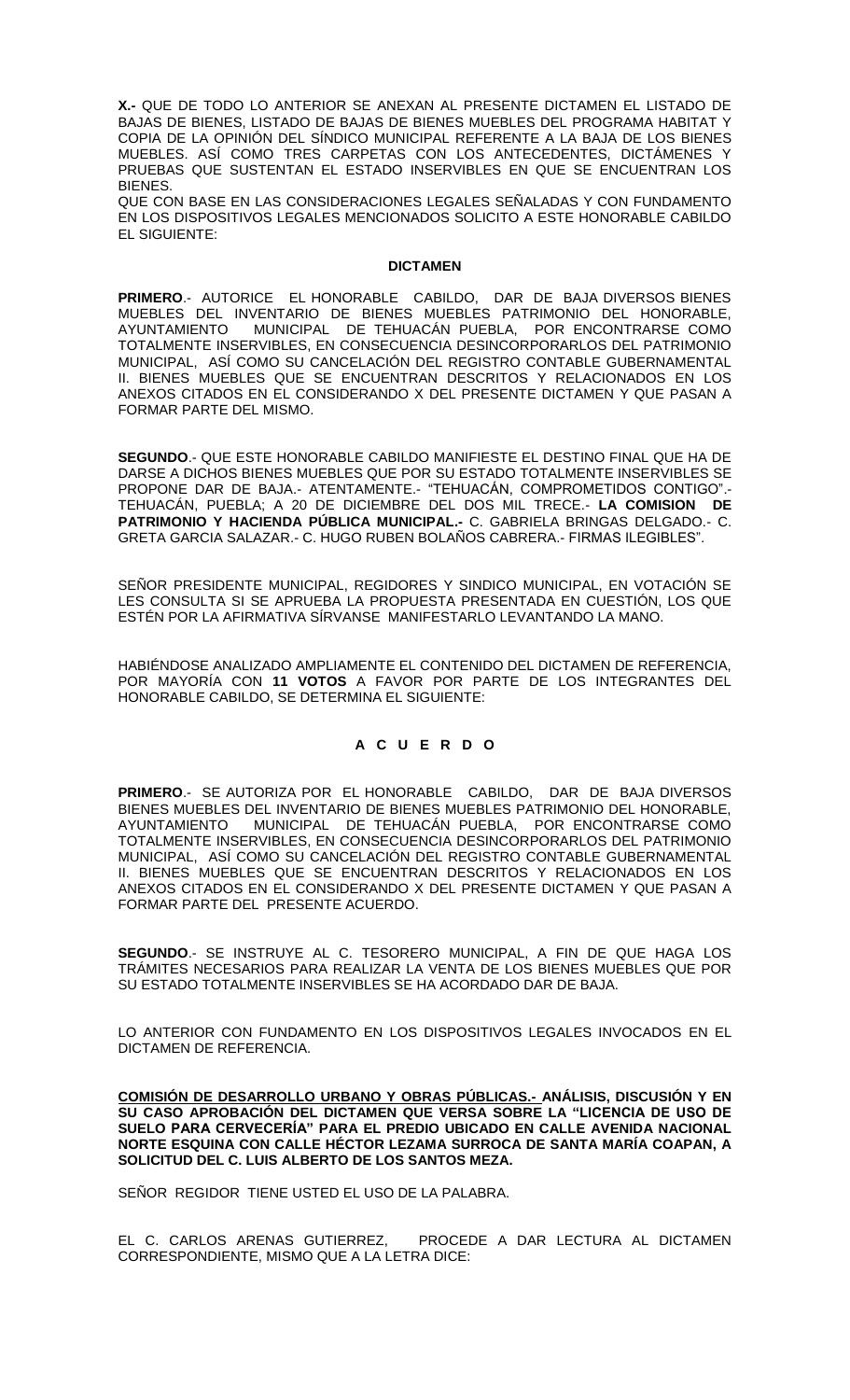**X.-** QUE DE TODO LO ANTERIOR SE ANEXAN AL PRESENTE DICTAMEN EL LISTADO DE BAJAS DE BIENES, LISTADO DE BAJAS DE BIENES MUEBLES DEL PROGRAMA HABITAT Y COPIA DE LA OPINIÓN DEL SÍNDICO MUNICIPAL REFERENTE A LA BAJA DE LOS BIENES MUEBLES. ASÍ COMO TRES CARPETAS CON LOS ANTECEDENTES, DICTÁMENES Y PRUEBAS QUE SUSTENTAN EL ESTADO INSERVIBLES EN QUE SE ENCUENTRAN LOS BIENES.

QUE CON BASE EN LAS CONSIDERACIONES LEGALES SEÑALADAS Y CON FUNDAMENTO EN LOS DISPOSITIVOS LEGALES MENCIONADOS SOLICITO A ESTE HONORABLE CABILDO EL SIGUIENTE:

**DICTAMEN**

**PRIMERO**.- AUTORICE EL HONORABLE CABILDO, DAR DE BAJA DIVERSOS BIENES MUEBLES DEL INVENTARIO DE BIENES MUEBLES PATRIMONIO DEL HONORABLE, AYUNTAMIENTO MUNICIPAL DE TEHUACÁN PUEBLA, POR ENCONTRARSE COMO TOTALMENTE INSERVIBLES, EN CONSECUENCIA DESINCORPORARLOS DEL PATRIMONIO MUNICIPAL, ASÍ COMO SU CANCELACIÓN DEL REGISTRO CONTABLE GUBERNAMENTAL II. BIENES MUEBLES QUE SE ENCUENTRAN DESCRITOS Y RELACIONADOS EN LOS ANEXOS CITADOS EN EL CONSIDERANDO X DEL PRESENTE DICTAMEN Y QUE PASAN A FORMAR PARTE DEL MISMO.

**SEGUNDO**.- QUE ESTE HONORABLE CABILDO MANIFIESTE EL DESTINO FINAL QUE HA DE DARSE A DICHOS BIENES MUEBLES QUE POR SU ESTADO TOTALMENTE INSERVIBLES SE PROPONE DAR DE BAJA.- ATENTAMENTE.- "TEHUACÁN, COMPROMETIDOS CONTIGO".- TEHUACÁN, PUEBLA; A 20 DE DICIEMBRE DEL DOS MIL TRECE.- **LA COMISION DE PATRIMONIO Y HACIENDA PÚBLICA MUNICIPAL.-** C. GABRIELA BRINGAS DELGADO.- C. GRETA GARCIA SALAZAR.- C. HUGO RUBEN BOLAÑOS CABRERA.- FIRMAS ILEGIBLES".

SEÑOR PRESIDENTE MUNICIPAL, REGIDORES Y SINDICO MUNICIPAL, EN VOTACIÓN SE LES CONSULTA SI SE APRUEBA LA PROPUESTA PRESENTADA EN CUESTIÓN, LOS QUE ESTÉN POR LA AFIRMATIVA SÍRVANSE MANIFESTARLO LEVANTANDO LA MANO.

HABIÉNDOSE ANALIZADO AMPLIAMENTE EL CONTENIDO DEL DICTAMEN DE REFERENCIA, POR MAYORÍA CON **11 VOTOS** A FAVOR POR PARTE DE LOS INTEGRANTES DEL HONORABLE CABILDO, SE DETERMINA EL SIGUIENTE:

**A C U E R D O**

**PRIMERO**.- SE AUTORIZA POR EL HONORABLE CABILDO, DAR DE BAJA DIVERSOS BIENES MUEBLES DEL INVENTARIO DE BIENES MUEBLES PATRIMONIO DEL HONORABLE, AYUNTAMIENTO MUNICIPAL DE TEHUACÁN PUEBLA, POR ENCONTRARSE COMO TOTALMENTE INSERVIBLES, EN CONSECUENCIA DESINCORPORARLOS DEL PATRIMONIO MUNICIPAL, ASÍ COMO SU CANCELACIÓN DEL REGISTRO CONTABLE GUBERNAMENTAL II. BIENES MUEBLES QUE SE ENCUENTRAN DESCRITOS Y RELACIONADOS EN LOS ANEXOS CITADOS EN EL CONSIDERANDO X DEL PRESENTE DICTAMEN Y QUE PASAN A FORMAR PARTE DEL PRESENTE ACUERDO.

**SEGUNDO**.- SE INSTRUYE AL C. TESORERO MUNICIPAL, A FIN DE QUE HAGA LOS TRÁMITES NECESARIOS PARA REALIZAR LA VENTA DE LOS BIENES MUEBLES QUE POR SU ESTADO TOTALMENTE INSERVIBLES SE HA ACORDADO DAR DE BAJA.

LO ANTERIOR CON FUNDAMENTO EN LOS DISPOSITIVOS LEGALES INVOCADOS EN EL DICTAMEN DE REFERENCIA.

**COMISIÓN DE DESARROLLO URBANO Y OBRAS PÚBLICAS.- ANÁLISIS, DISCUSIÓN Y EN SU CASO APROBACIÓN DEL DICTAMEN QUE VERSA SOBRE LA "LICENCIA DE USO DE SUELO PARA CERVECERÍA" PARA EL PREDIO UBICADO EN CALLE AVENIDA NACIONAL NORTE ESQUINA CON CALLE HÉCTOR LEZAMA SURROCA DE SANTA MARÍA COAPAN, A SOLICITUD DEL C. LUIS ALBERTO DE LOS SANTOS MEZA.**

SEÑOR REGIDOR TIENE USTED EL USO DE LA PALABRA.

EL C. CARLOS ARENAS GUTIERREZ, PROCEDE A DAR LECTURA AL DICTAMEN CORRESPONDIENTE, MISMO QUE A LA LETRA DICE: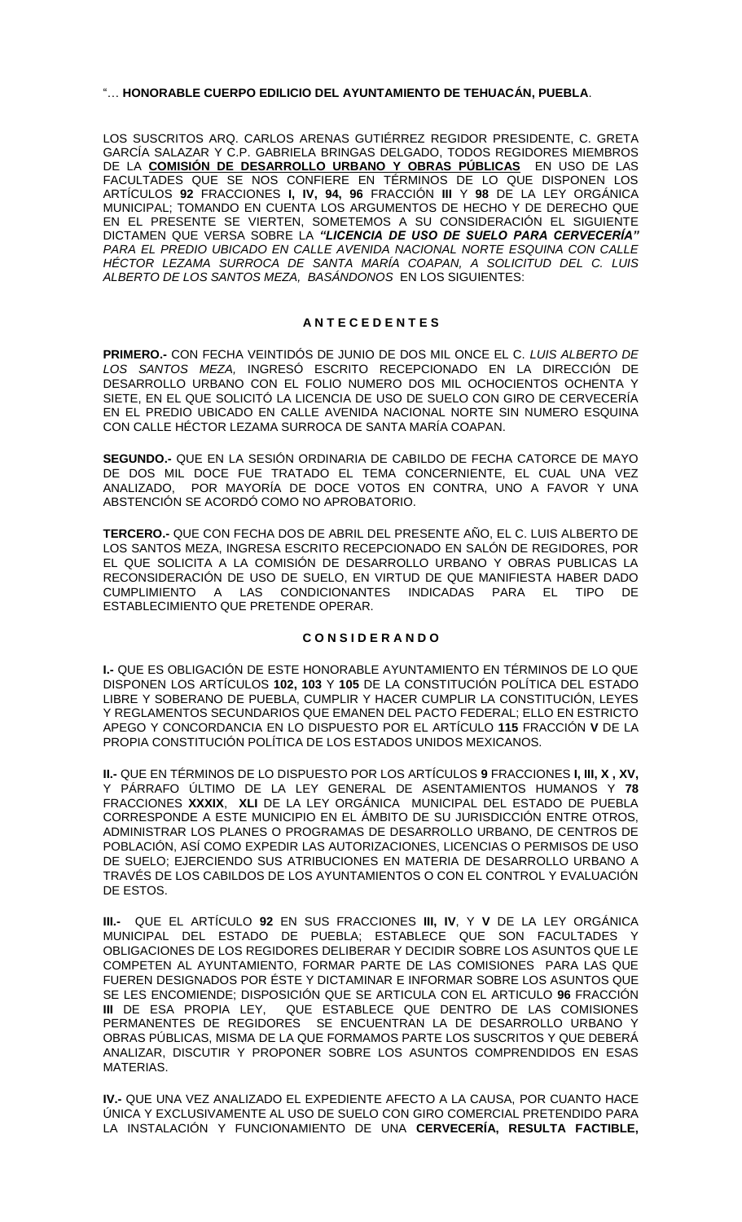"… **HONORABLE CUERPO EDILICIO DEL AYUNTAMIENTO DE TEHUACÁN, PUEBLA**.

LOS SUSCRITOS ARQ. CARLOS ARENAS GUTIÉRREZ REGIDOR PRESIDENTE, C. GRETA GARCÍA SALAZAR Y C.P. GABRIELA BRINGAS DELGADO, TODOS REGIDORES MIEMBROS DE LA **COMISIÓN DE DESARROLLO URBANO Y OBRAS PÚBLICAS** EN USO DE LAS FACULTADES QUE SE NOS CONFIERE EN TÉRMINOS DE LO QUE DISPONEN LOS ARTÍCULOS **92** FRACCIONES **I, IV, 94, 96** FRACCIÓN **III** Y **98** DE LA LEY ORGÁNICA MUNICIPAL; TOMANDO EN CUENTA LOS ARGUMENTOS DE HECHO Y DE DERECHO QUE EN EL PRESENTE SE VIERTEN, SOMETEMOS A SU CONSIDERACIÓN EL SIGUIENTE DICTAMEN QUE VERSA SOBRE LA ***"LICENCIA DE USO DE SUELO PARA CERVECERÍA"*** *PARA EL PREDIO UBICADO EN CALLE AVENIDA NACIONAL NORTE ESQUINA CON CALLE HÉCTOR LEZAMA SURROCA DE SANTA MARÍA COAPAN, A SOLICITUD DEL C. LUIS ALBERTO DE LOS SANTOS MEZA, BASÁNDONOS* EN LOS SIGUIENTES:

## A N T E C E D E N T E S

**PRIMERO.-** CON FECHA VEINTIDÓS DE JUNIO DE DOS MIL ONCE EL C. *LUIS ALBERTO DE LOS SANTOS MEZA,* INGRESÓ ESCRITO RECEPCIONADO EN LA DIRECCIÓN DE DESARROLLO URBANO CON EL FOLIO NUMERO DOS MIL OCHOCIENTOS OCHENTA Y SIETE, EN EL QUE SOLICITÓ LA LICENCIA DE USO DE SUELO CON GIRO DE CERVECERÍA EN EL PREDIO UBICADO EN CALLE AVENIDA NACIONAL NORTE SIN NUMERO ESQUINA CON CALLE HÉCTOR LEZAMA SURROCA DE SANTA MARÍA COAPAN.

**SEGUNDO.-** QUE EN LA SESIÓN ORDINARIA DE CABILDO DE FECHA CATORCE DE MAYO DE DOS MIL DOCE FUE TRATADO EL TEMA CONCERNIENTE, EL CUAL UNA VEZ ANALIZADO, POR MAYORÍA DE DOCE VOTOS EN CONTRA, UNO A FAVOR Y UNA ABSTENCIÓN SE ACORDÓ COMO NO APROBATORIO.

**TERCERO.-** QUE CON FECHA DOS DE ABRIL DEL PRESENTE AÑO, EL C. LUIS ALBERTO DE LOS SANTOS MEZA, INGRESA ESCRITO RECEPCIONADO EN SALÓN DE REGIDORES, POR EL QUE SOLICITA A LA COMISIÓN DE DESARROLLO URBANO Y OBRAS PUBLICAS LA RECONSIDERACIÓN DE USO DE SUELO, EN VIRTUD DE QUE MANIFIESTA HABER DADO CUMPLIMIENTO A LAS CONDICIONANTES INDICADAS PARA EL TIPO DE ESTABLECIMIENTO QUE PRETENDE OPERAR.

## C O N S I D E R A N D O

**I.-** QUE ES OBLIGACIÓN DE ESTE HONORABLE AYUNTAMIENTO EN TÉRMINOS DE LO QUE DISPONEN LOS ARTÍCULOS **102, 103** Y **105** DE LA CONSTITUCIÓN POLÍTICA DEL ESTADO LIBRE Y SOBERANO DE PUEBLA, CUMPLIR Y HACER CUMPLIR LA CONSTITUCIÓN, LEYES Y REGLAMENTOS SECUNDARIOS QUE EMANEN DEL PACTO FEDERAL; ELLO EN ESTRICTO APEGO Y CONCORDANCIA EN LO DISPUESTO POR EL ARTÍCULO **115** FRACCIÓN **V** DE LA PROPIA CONSTITUCIÓN POLÍTICA DE LOS ESTADOS UNIDOS MEXICANOS.

**II.-** QUE EN TÉRMINOS DE LO DISPUESTO POR LOS ARTÍCULOS **9** FRACCIONES **I, III, X , XV,** Y PÁRRAFO ÚLTIMO DE LA LEY GENERAL DE ASENTAMIENTOS HUMANOS Y **78** FRACCIONES **XXXIX**, **XLI** DE LA LEY ORGÁNICA MUNICIPAL DEL ESTADO DE PUEBLA CORRESPONDE A ESTE MUNICIPIO EN EL ÁMBITO DE SU JURISDICCIÓN ENTRE OTROS, ADMINISTRAR LOS PLANES O PROGRAMAS DE DESARROLLO URBANO, DE CENTROS DE POBLACIÓN, ASÍ COMO EXPEDIR LAS AUTORIZACIONES, LICENCIAS O PERMISOS DE USO DE SUELO; EJERCIENDO SUS ATRIBUCIONES EN MATERIA DE DESARROLLO URBANO A TRAVÉS DE LOS CABILDOS DE LOS AYUNTAMIENTOS O CON EL CONTROL Y EVALUACIÓN DE ESTOS.

**III.-** QUE EL ARTÍCULO **92** EN SUS FRACCIONES **III, IV**, Y **V** DE LA LEY ORGÁNICA MUNICIPAL DEL ESTADO DE PUEBLA; ESTABLECE QUE SON FACULTADES Y OBLIGACIONES DE LOS REGIDORES DELIBERAR Y DECIDIR SOBRE LOS ASUNTOS QUE LE COMPETEN AL AYUNTAMIENTO, FORMAR PARTE DE LAS COMISIONES PARA LAS QUE FUEREN DESIGNADOS POR ÉSTE Y DICTAMINAR E INFORMAR SOBRE LOS ASUNTOS QUE SE LES ENCOMIENDE; DISPOSICIÓN QUE SE ARTICULA CON EL ARTICULO **96** FRACCIÓN **III** DE ESA PROPIA LEY, QUE ESTABLECE QUE DENTRO DE LAS COMISIONES PERMANENTES DE REGIDORES SE ENCUENTRAN LA DE DESARROLLO URBANO Y OBRAS PÚBLICAS, MISMA DE LA QUE FORMAMOS PARTE LOS SUSCRITOS Y QUE DEBERÁ ANALIZAR, DISCUTIR Y PROPONER SOBRE LOS ASUNTOS COMPRENDIDOS EN ESAS MATERIAS.

**IV.-** QUE UNA VEZ ANALIZADO EL EXPEDIENTE AFECTO A LA CAUSA, POR CUANTO HACE ÚNICA Y EXCLUSIVAMENTE AL USO DE SUELO CON GIRO COMERCIAL PRETENDIDO PARA LA INSTALACIÓN Y FUNCIONAMIENTO DE UNA **CERVECERÍA, RESULTA FACTIBLE,**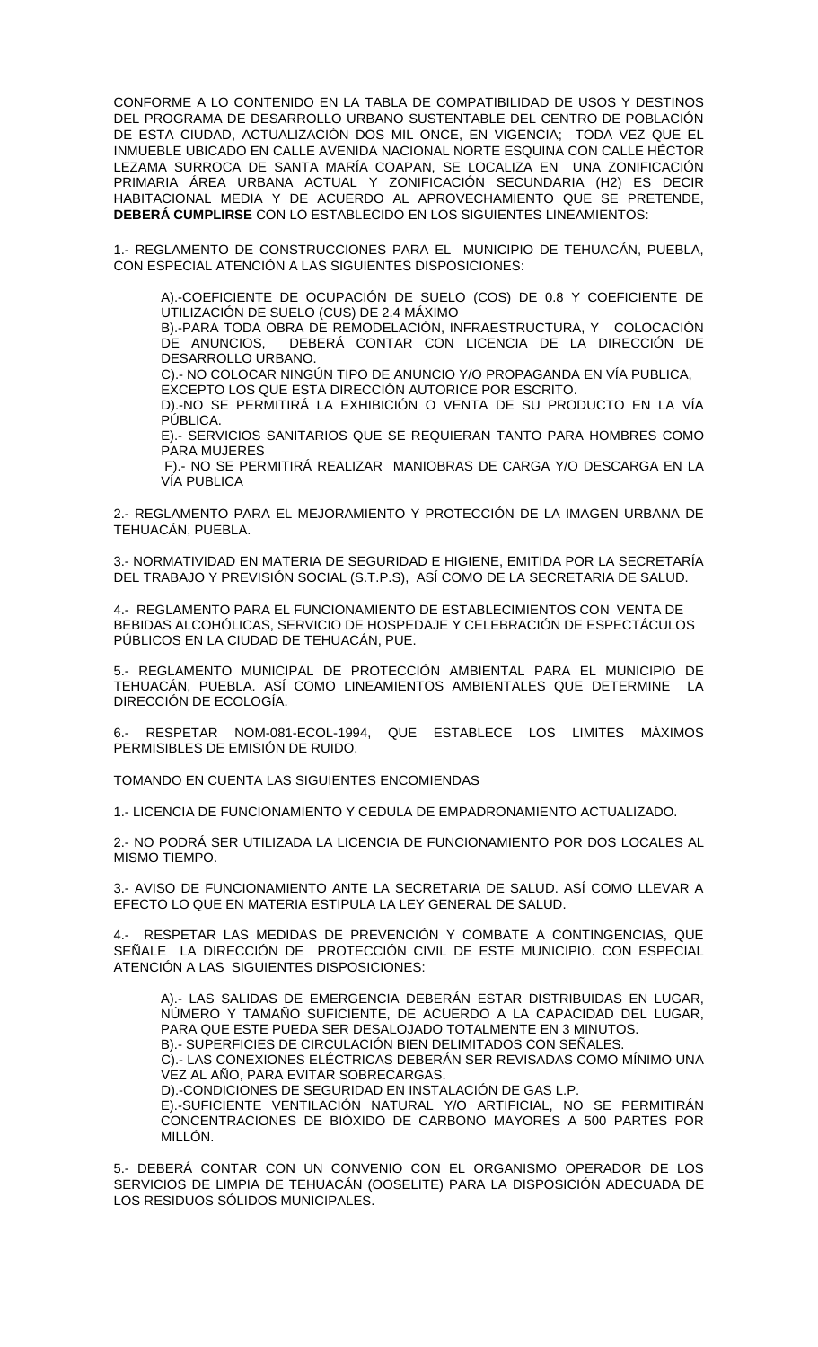CONFORME A LO CONTENIDO EN LA TABLA DE COMPATIBILIDAD DE USOS Y DESTINOS DEL PROGRAMA DE DESARROLLO URBANO SUSTENTABLE DEL CENTRO DE POBLACIÓN DE ESTA CIUDAD, ACTUALIZACIÓN DOS MIL ONCE, EN VIGENCIA; TODA VEZ QUE EL INMUEBLE UBICADO EN CALLE AVENIDA NACIONAL NORTE ESQUINA CON CALLE HÉCTOR LEZAMA SURROCA DE SANTA MARÍA COAPAN, SE LOCALIZA EN UNA ZONIFICACIÓN PRIMARIA ÁREA URBANA ACTUAL Y ZONIFICACIÓN SECUNDARIA (H2) ES DECIR HABITACIONAL MEDIA Y DE ACUERDO AL APROVECHAMIENTO QUE SE PRETENDE, **DEBERÁ CUMPLIRSE** CON LO ESTABLECIDO EN LOS SIGUIENTES LINEAMIENTOS:

1.- REGLAMENTO DE CONSTRUCCIONES PARA EL MUNICIPIO DE TEHUACÁN, PUEBLA, CON ESPECIAL ATENCIÓN A LAS SIGUIENTES DISPOSICIONES:

A).-COEFICIENTE DE OCUPACIÓN DE SUELO (COS) DE 0.8 Y COEFICIENTE DE UTILIZACIÓN DE SUELO (CUS) DE 2.4 MÁXIMO
B).-PARA TODA OBRA DE REMODELACIÓN, INFRAESTRUCTURA, Y COLOCACIÓN DE ANUNCIOS, DEBERÁ CONTAR CON LICENCIA DE LA DIRECCIÓN DE DESARROLLO URBANO.
C).- NO COLOCAR NINGÚN TIPO DE ANUNCIO Y/O PROPAGANDA EN VÍA PUBLICA, EXCEPTO LOS QUE ESTA DIRECCIÓN AUTORICE POR ESCRITO.
D).-NO SE PERMITIRÁ LA EXHIBICIÓN O VENTA DE SU PRODUCTO EN LA VÍA PÚBLICA.
E).- SERVICIOS SANITARIOS QUE SE REQUIERAN TANTO PARA HOMBRES COMO PARA MUJERES
F).- NO SE PERMITIRÁ REALIZAR MANIOBRAS DE CARGA Y/O DESCARGA EN LA VÍA PUBLICA

2.- REGLAMENTO PARA EL MEJORAMIENTO Y PROTECCIÓN DE LA IMAGEN URBANA DE TEHUACÁN, PUEBLA.

3.- NORMATIVIDAD EN MATERIA DE SEGURIDAD E HIGIENE, EMITIDA POR LA SECRETARÍA DEL TRABAJO Y PREVISIÓN SOCIAL (S.T.P.S), ASÍ COMO DE LA SECRETARIA DE SALUD.

4.- REGLAMENTO PARA EL FUNCIONAMIENTO DE ESTABLECIMIENTOS CON VENTA DE BEBIDAS ALCOHÓLICAS, SERVICIO DE HOSPEDAJE Y CELEBRACIÓN DE ESPECTÁCULOS PÚBLICOS EN LA CIUDAD DE TEHUACÁN, PUE.

5.- REGLAMENTO MUNICIPAL DE PROTECCIÓN AMBIENTAL PARA EL MUNICIPIO DE TEHUACÁN, PUEBLA. ASÍ COMO LINEAMIENTOS AMBIENTALES QUE DETERMINE LA DIRECCIÓN DE ECOLOGÍA.

6.- RESPETAR NOM-081-ECOL-1994, QUE ESTABLECE LOS LIMITES MÁXIMOS PERMISIBLES DE EMISIÓN DE RUIDO.

TOMANDO EN CUENTA LAS SIGUIENTES ENCOMIENDAS

1.- LICENCIA DE FUNCIONAMIENTO Y CEDULA DE EMPADRONAMIENTO ACTUALIZADO.

2.- NO PODRÁ SER UTILIZADA LA LICENCIA DE FUNCIONAMIENTO POR DOS LOCALES AL MISMO TIEMPO.

3.- AVISO DE FUNCIONAMIENTO ANTE LA SECRETARIA DE SALUD. ASÍ COMO LLEVAR A EFECTO LO QUE EN MATERIA ESTIPULA LA LEY GENERAL DE SALUD.

4.- RESPETAR LAS MEDIDAS DE PREVENCIÓN Y COMBATE A CONTINGENCIAS, QUE SEÑALE LA DIRECCIÓN DE PROTECCIÓN CIVIL DE ESTE MUNICIPIO. CON ESPECIAL ATENCIÓN A LAS SIGUIENTES DISPOSICIONES:

A).- LAS SALIDAS DE EMERGENCIA DEBERÁN ESTAR DISTRIBUIDAS EN LUGAR, NÚMERO Y TAMAÑO SUFICIENTE, DE ACUERDO A LA CAPACIDAD DEL LUGAR, PARA QUE ESTE PUEDA SER DESALOJADO TOTALMENTE EN 3 MINUTOS.
B).- SUPERFICIES DE CIRCULACIÓN BIEN DELIMITADOS CON SEÑALES.
C).- LAS CONEXIONES ELÉCTRICAS DEBERÁN SER REVISADAS COMO MÍNIMO UNA VEZ AL AÑO, PARA EVITAR SOBRECARGAS.
D).-CONDICIONES DE SEGURIDAD EN INSTALACIÓN DE GAS L.P.
E).-SUFICIENTE VENTILACIÓN NATURAL Y/O ARTIFICIAL, NO SE PERMITIRÁN CONCENTRACIONES DE BIÓXIDO DE CARBONO MAYORES A 500 PARTES POR MILLÓN.

5.- DEBERÁ CONTAR CON UN CONVENIO CON EL ORGANISMO OPERADOR DE LOS SERVICIOS DE LIMPIA DE TEHUACÁN (OOSELITE) PARA LA DISPOSICIÓN ADECUADA DE LOS RESIDUOS SÓLIDOS MUNICIPALES.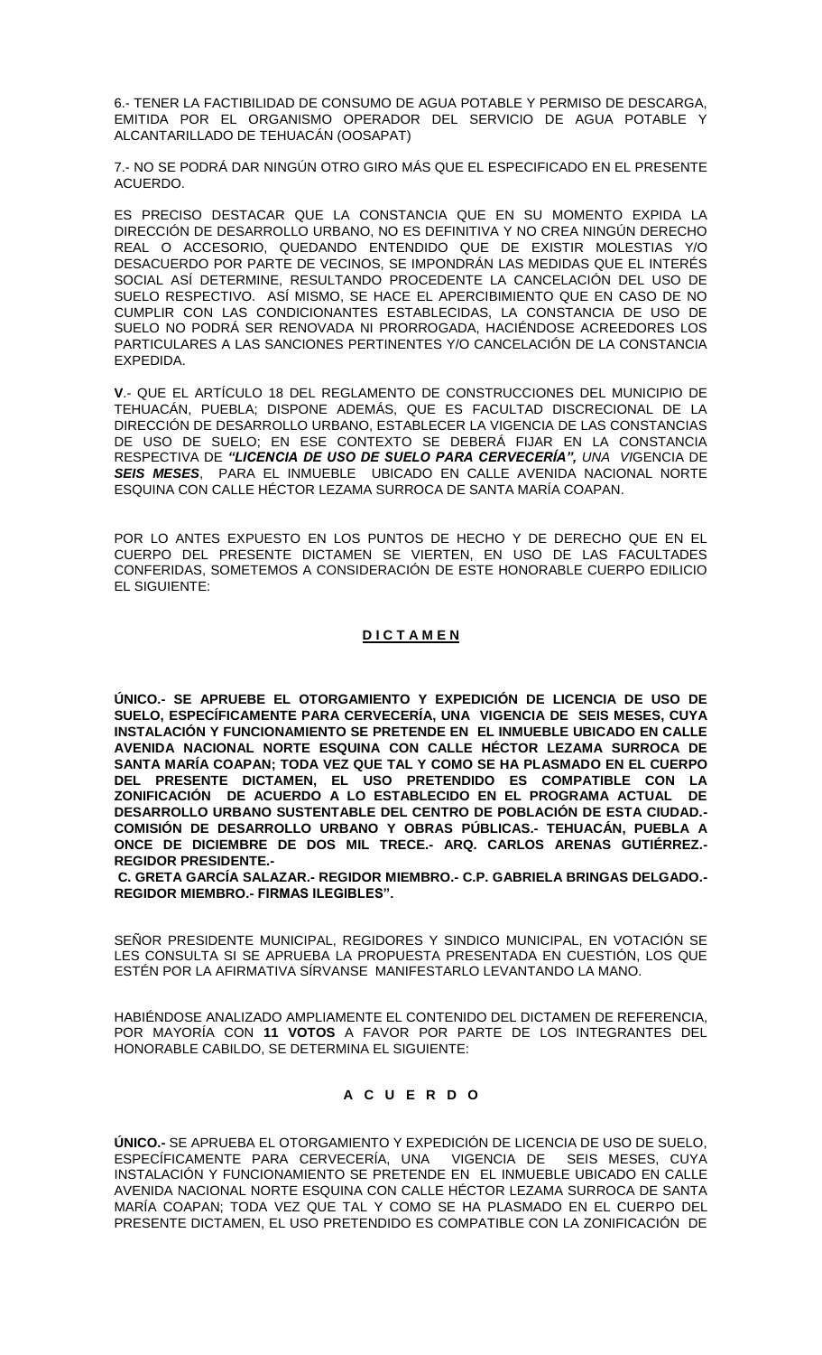6.- TENER LA FACTIBILIDAD DE CONSUMO DE AGUA POTABLE Y PERMISO DE DESCARGA, EMITIDA POR EL ORGANISMO OPERADOR DEL SERVICIO DE AGUA POTABLE Y ALCANTARILLADO DE TEHUACÁN (OOSAPAT)

7.- NO SE PODRÁ DAR NINGÚN OTRO GIRO MÁS QUE EL ESPECIFICADO EN EL PRESENTE ACUERDO.

ES PRECISO DESTACAR QUE LA CONSTANCIA QUE EN SU MOMENTO EXPIDA LA DIRECCIÓN DE DESARROLLO URBANO, NO ES DEFINITIVA Y NO CREA NINGÚN DERECHO REAL O ACCESORIO, QUEDANDO ENTENDIDO QUE DE EXISTIR MOLESTIAS Y/O DESACUERDO POR PARTE DE VECINOS, SE IMPONDRÁN LAS MEDIDAS QUE EL INTERÉS SOCIAL ASÍ DETERMINE, RESULTANDO PROCEDENTE LA CANCELACIÓN DEL USO DE SUELO RESPECTIVO. ASÍ MISMO, SE HACE EL APERCIBIMIENTO QUE EN CASO DE NO CUMPLIR CON LAS CONDICIONANTES ESTABLECIDAS, LA CONSTANCIA DE USO DE SUELO NO PODRÁ SER RENOVADA NI PRORROGADA, HACIÉNDOSE ACREEDORES LOS PARTICULARES A LAS SANCIONES PERTINENTES Y/O CANCELACIÓN DE LA CONSTANCIA EXPEDIDA.

**V**.- QUE EL ARTÍCULO 18 DEL REGLAMENTO DE CONSTRUCCIONES DEL MUNICIPIO DE TEHUACÁN, PUEBLA; DISPONE ADEMÁS, QUE ES FACULTAD DISCRECIONAL DE LA DIRECCIÓN DE DESARROLLO URBANO, ESTABLECER LA VIGENCIA DE LAS CONSTANCIAS DE USO DE SUELO; EN ESE CONTEXTO SE DEBERÁ FIJAR EN LA CONSTANCIA RESPECTIVA DE ***"LICENCIA DE USO DE SUELO PARA CERVECERÍA",*** *UNA VI*GENCIA DE ***SEIS MESES***, PARA EL INMUEBLE UBICADO EN CALLE AVENIDA NACIONAL NORTE ESQUINA CON CALLE HÉCTOR LEZAMA SURROCA DE SANTA MARÍA COAPAN.

POR LO ANTES EXPUESTO EN LOS PUNTOS DE HECHO Y DE DERECHO QUE EN EL CUERPO DEL PRESENTE DICTAMEN SE VIERTEN, EN USO DE LAS FACULTADES CONFERIDAS, SOMETEMOS A CONSIDERACIÓN DE ESTE HONORABLE CUERPO EDILICIO EL SIGUIENTE:

**D I C T A M E N**

**ÚNICO.- SE APRUEBE EL OTORGAMIENTO Y EXPEDICIÓN DE LICENCIA DE USO DE SUELO, ESPECÍFICAMENTE PARA CERVECERÍA, UNA VIGENCIA DE SEIS MESES, CUYA INSTALACIÓN Y FUNCIONAMIENTO SE PRETENDE EN EL INMUEBLE UBICADO EN CALLE AVENIDA NACIONAL NORTE ESQUINA CON CALLE HÉCTOR LEZAMA SURROCA DE SANTA MARÍA COAPAN; TODA VEZ QUE TAL Y COMO SE HA PLASMADO EN EL CUERPO DEL PRESENTE DICTAMEN, EL USO PRETENDIDO ES COMPATIBLE CON LA ZONIFICACIÓN DE ACUERDO A LO ESTABLECIDO EN EL PROGRAMA ACTUAL DE DESARROLLO URBANO SUSTENTABLE DEL CENTRO DE POBLACIÓN DE ESTA CIUDAD.- COMISIÓN DE DESARROLLO URBANO Y OBRAS PÚBLICAS.- TEHUACÁN, PUEBLA A ONCE DE DICIEMBRE DE DOS MIL TRECE.- ARQ. CARLOS ARENAS GUTIÉRREZ.- REGIDOR PRESIDENTE.-**

**C. GRETA GARCÍA SALAZAR.- REGIDOR MIEMBRO.- C.P. GABRIELA BRINGAS DELGADO.- REGIDOR MIEMBRO.- FIRMAS ILEGIBLES".**

SEÑOR PRESIDENTE MUNICIPAL, REGIDORES Y SINDICO MUNICIPAL, EN VOTACIÓN SE LES CONSULTA SI SE APRUEBA LA PROPUESTA PRESENTADA EN CUESTIÓN, LOS QUE ESTÉN POR LA AFIRMATIVA SÍRVANSE MANIFESTARLO LEVANTANDO LA MANO.

HABIÉNDOSE ANALIZADO AMPLIAMENTE EL CONTENIDO DEL DICTAMEN DE REFERENCIA, POR MAYORÍA CON **11 VOTOS** A FAVOR POR PARTE DE LOS INTEGRANTES DEL HONORABLE CABILDO, SE DETERMINA EL SIGUIENTE:

**A C U E R D O**

**ÚNICO.-** SE APRUEBA EL OTORGAMIENTO Y EXPEDICIÓN DE LICENCIA DE USO DE SUELO, ESPECÍFICAMENTE PARA CERVECERÍA, UNA VIGENCIA DE SEIS MESES, CUYA INSTALACIÓN Y FUNCIONAMIENTO SE PRETENDE EN EL INMUEBLE UBICADO EN CALLE AVENIDA NACIONAL NORTE ESQUINA CON CALLE HÉCTOR LEZAMA SURROCA DE SANTA MARÍA COAPAN; TODA VEZ QUE TAL Y COMO SE HA PLASMADO EN EL CUERPO DEL PRESENTE DICTAMEN, EL USO PRETENDIDO ES COMPATIBLE CON LA ZONIFICACIÓN DE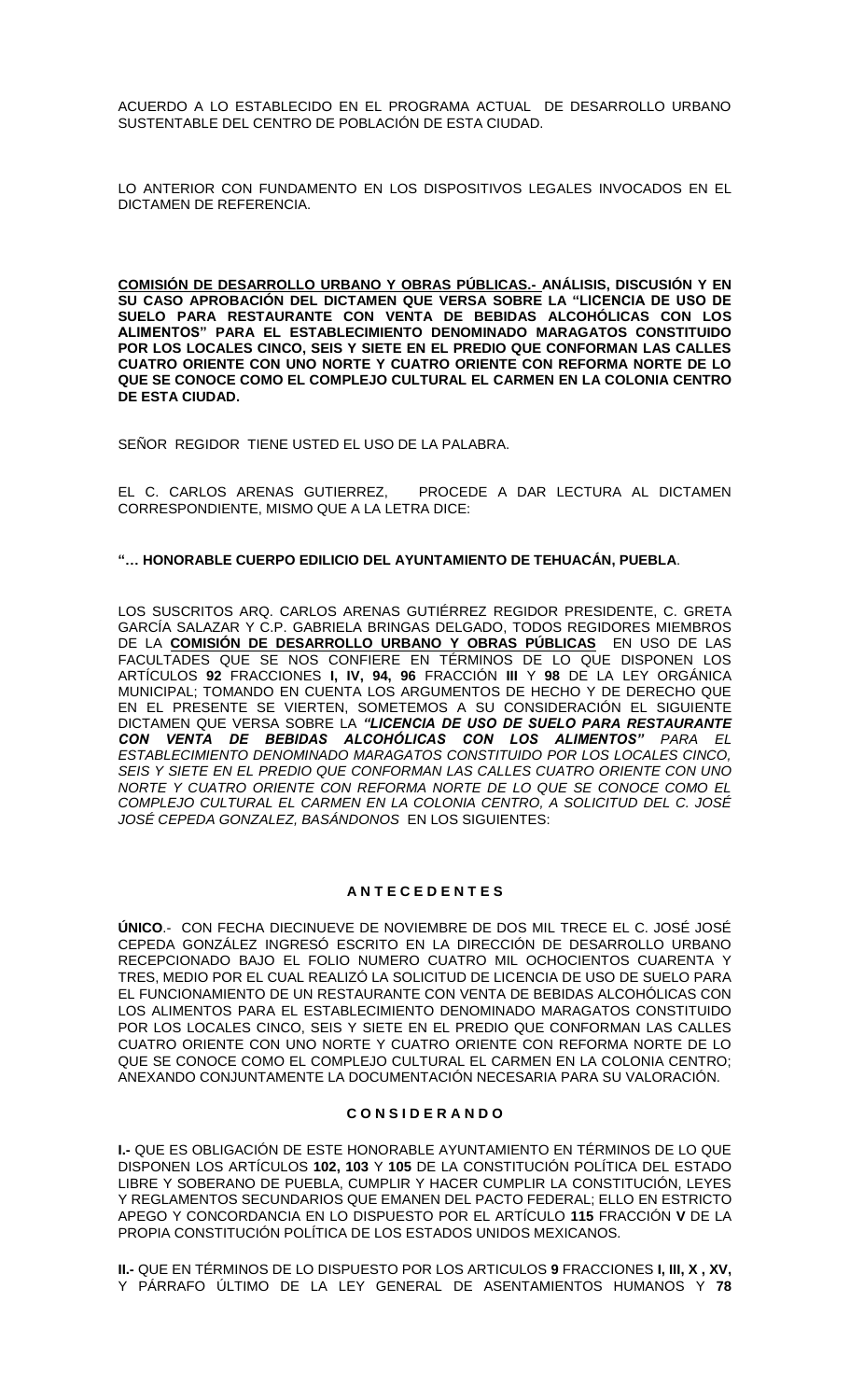ACUERDO A LO ESTABLECIDO EN EL PROGRAMA ACTUAL DE DESARROLLO URBANO SUSTENTABLE DEL CENTRO DE POBLACIÓN DE ESTA CIUDAD.

LO ANTERIOR CON FUNDAMENTO EN LOS DISPOSITIVOS LEGALES INVOCADOS EN EL DICTAMEN DE REFERENCIA.

**COMISIÓN DE DESARROLLO URBANO Y OBRAS PÚBLICAS.- ANÁLISIS, DISCUSIÓN Y EN SU CASO APROBACIÓN DEL DICTAMEN QUE VERSA SOBRE LA "LICENCIA DE USO DE SUELO PARA RESTAURANTE CON VENTA DE BEBIDAS ALCOHÓLICAS CON LOS ALIMENTOS" PARA EL ESTABLECIMIENTO DENOMINADO MARAGATOS CONSTITUIDO POR LOS LOCALES CINCO, SEIS Y SIETE EN EL PREDIO QUE CONFORMAN LAS CALLES CUATRO ORIENTE CON UNO NORTE Y CUATRO ORIENTE CON REFORMA NORTE DE LO QUE SE CONOCE COMO EL COMPLEJO CULTURAL EL CARMEN EN LA COLONIA CENTRO DE ESTA CIUDAD.**

SEÑOR REGIDOR TIENE USTED EL USO DE LA PALABRA.

EL C. CARLOS ARENAS GUTIERREZ, PROCEDE A DAR LECTURA AL DICTAMEN CORRESPONDIENTE, MISMO QUE A LA LETRA DICE:

**"… HONORABLE CUERPO EDILICIO DEL AYUNTAMIENTO DE TEHUACÁN, PUEBLA**.

LOS SUSCRITOS ARQ. CARLOS ARENAS GUTIÉRREZ REGIDOR PRESIDENTE, C. GRETA GARCÍA SALAZAR Y C.P. GABRIELA BRINGAS DELGADO, TODOS REGIDORES MIEMBROS DE LA **COMISIÓN DE DESARROLLO URBANO Y OBRAS PÚBLICAS** EN USO DE LAS FACULTADES QUE SE NOS CONFIERE EN TÉRMINOS DE LO QUE DISPONEN LOS ARTÍCULOS **92** FRACCIONES **I, IV, 94, 96** FRACCIÓN **III** Y **98** DE LA LEY ORGÁNICA MUNICIPAL; TOMANDO EN CUENTA LOS ARGUMENTOS DE HECHO Y DE DERECHO QUE EN EL PRESENTE SE VIERTEN, SOMETEMOS A SU CONSIDERACIÓN EL SIGUIENTE DICTAMEN QUE VERSA SOBRE LA ***"LICENCIA DE USO DE SUELO PARA RESTAURANTE CON VENTA DE BEBIDAS ALCOHÓLICAS CON LOS ALIMENTOS"*** *PARA EL ESTABLECIMIENTO DENOMINADO MARAGATOS CONSTITUIDO POR LOS LOCALES CINCO, SEIS Y SIETE EN EL PREDIO QUE CONFORMAN LAS CALLES CUATRO ORIENTE CON UNO NORTE Y CUATRO ORIENTE CON REFORMA NORTE DE LO QUE SE CONOCE COMO EL COMPLEJO CULTURAL EL CARMEN EN LA COLONIA CENTRO, A SOLICITUD DEL C. JOSÉ JOSÉ CEPEDA GONZALEZ, BASÁNDONOS* EN LOS SIGUIENTES:

**A N T E C E D E N T E S**

**ÚNICO**.- CON FECHA DIECINUEVE DE NOVIEMBRE DE DOS MIL TRECE EL C. JOSÉ JOSÉ CEPEDA GONZÁLEZ INGRESÓ ESCRITO EN LA DIRECCIÓN DE DESARROLLO URBANO RECEPCIONADO BAJO EL FOLIO NUMERO CUATRO MIL OCHOCIENTOS CUARENTA Y TRES, MEDIO POR EL CUAL REALIZÓ LA SOLICITUD DE LICENCIA DE USO DE SUELO PARA EL FUNCIONAMIENTO DE UN RESTAURANTE CON VENTA DE BEBIDAS ALCOHÓLICAS CON LOS ALIMENTOS PARA EL ESTABLECIMIENTO DENOMINADO MARAGATOS CONSTITUIDO POR LOS LOCALES CINCO, SEIS Y SIETE EN EL PREDIO QUE CONFORMAN LAS CALLES CUATRO ORIENTE CON UNO NORTE Y CUATRO ORIENTE CON REFORMA NORTE DE LO QUE SE CONOCE COMO EL COMPLEJO CULTURAL EL CARMEN EN LA COLONIA CENTRO; ANEXANDO CONJUNTAMENTE LA DOCUMENTACIÓN NECESARIA PARA SU VALORACIÓN.

**C O N S I D E R A N D O**

**I.-** QUE ES OBLIGACIÓN DE ESTE HONORABLE AYUNTAMIENTO EN TÉRMINOS DE LO QUE DISPONEN LOS ARTÍCULOS **102, 103** Y **105** DE LA CONSTITUCIÓN POLÍTICA DEL ESTADO LIBRE Y SOBERANO DE PUEBLA, CUMPLIR Y HACER CUMPLIR LA CONSTITUCIÓN, LEYES Y REGLAMENTOS SECUNDARIOS QUE EMANEN DEL PACTO FEDERAL; ELLO EN ESTRICTO APEGO Y CONCORDANCIA EN LO DISPUESTO POR EL ARTÍCULO **115** FRACCIÓN **V** DE LA PROPIA CONSTITUCIÓN POLÍTICA DE LOS ESTADOS UNIDOS MEXICANOS.

**II.-** QUE EN TÉRMINOS DE LO DISPUESTO POR LOS ARTICULOS **9** FRACCIONES **I, III, X , XV,** Y PÁRRAFO ÚLTIMO DE LA LEY GENERAL DE ASENTAMIENTOS HUMANOS Y **78**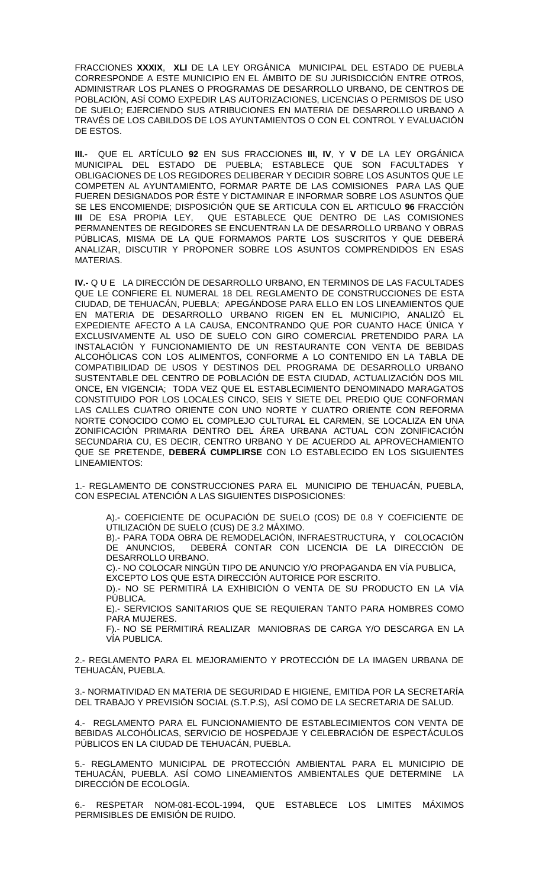FRACCIONES **XXXIX**, **XLI** DE LA LEY ORGÁNICA MUNICIPAL DEL ESTADO DE PUEBLA CORRESPONDE A ESTE MUNICIPIO EN EL ÁMBITO DE SU JURISDICCIÓN ENTRE OTROS, ADMINISTRAR LOS PLANES O PROGRAMAS DE DESARROLLO URBANO, DE CENTROS DE POBLACIÓN, ASÍ COMO EXPEDIR LAS AUTORIZACIONES, LICENCIAS O PERMISOS DE USO DE SUELO; EJERCIENDO SUS ATRIBUCIONES EN MATERIA DE DESARROLLO URBANO A TRAVÉS DE LOS CABILDOS DE LOS AYUNTAMIENTOS O CON EL CONTROL Y EVALUACIÓN DE ESTOS.

**III.-** QUE EL ARTÍCULO **92** EN SUS FRACCIONES **III, IV**, Y **V** DE LA LEY ORGÁNICA MUNICIPAL DEL ESTADO DE PUEBLA; ESTABLECE QUE SON FACULTADES Y OBLIGACIONES DE LOS REGIDORES DELIBERAR Y DECIDIR SOBRE LOS ASUNTOS QUE LE COMPETEN AL AYUNTAMIENTO, FORMAR PARTE DE LAS COMISIONES PARA LAS QUE FUEREN DESIGNADOS POR ÉSTE Y DICTAMINAR E INFORMAR SOBRE LOS ASUNTOS QUE SE LES ENCOMIENDE; DISPOSICIÓN QUE SE ARTICULA CON EL ARTICULO **96** FRACCIÓN **III** DE ESA PROPIA LEY, QUE ESTABLECE QUE DENTRO DE LAS COMISIONES PERMANENTES DE REGIDORES SE ENCUENTRAN LA DE DESARROLLO URBANO Y OBRAS PÚBLICAS, MISMA DE LA QUE FORMAMOS PARTE LOS SUSCRITOS Y QUE DEBERÁ ANALIZAR, DISCUTIR Y PROPONER SOBRE LOS ASUNTOS COMPRENDIDOS EN ESAS MATERIAS.

**IV.-** Q U E LA DIRECCIÓN DE DESARROLLO URBANO, EN TERMINOS DE LAS FACULTADES QUE LE CONFIERE EL NUMERAL 18 DEL REGLAMENTO DE CONSTRUCCIONES DE ESTA CIUDAD, DE TEHUACÁN, PUEBLA; APEGÁNDOSE PARA ELLO EN LOS LINEAMIENTOS QUE EN MATERIA DE DESARROLLO URBANO RIGEN EN EL MUNICIPIO, ANALIZÓ EL EXPEDIENTE AFECTO A LA CAUSA, ENCONTRANDO QUE POR CUANTO HACE ÚNICA Y EXCLUSIVAMENTE AL USO DE SUELO CON GIRO COMERCIAL PRETENDIDO PARA LA INSTALACIÓN Y FUNCIONAMIENTO DE UN RESTAURANTE CON VENTA DE BEBIDAS ALCOHÓLICAS CON LOS ALIMENTOS, CONFORME A LO CONTENIDO EN LA TABLA DE COMPATIBILIDAD DE USOS Y DESTINOS DEL PROGRAMA DE DESARROLLO URBANO SUSTENTABLE DEL CENTRO DE POBLACIÓN DE ESTA CIUDAD, ACTUALIZACIÓN DOS MIL ONCE, EN VIGENCIA; TODA VEZ QUE EL ESTABLECIMIENTO DENOMINADO MARAGATOS CONSTITUIDO POR LOS LOCALES CINCO, SEIS Y SIETE DEL PREDIO QUE CONFORMAN LAS CALLES CUATRO ORIENTE CON UNO NORTE Y CUATRO ORIENTE CON REFORMA NORTE CONOCIDO COMO EL COMPLEJO CULTURAL EL CARMEN, SE LOCALIZA EN UNA ZONIFICACIÓN PRIMARIA DENTRO DEL ÁREA URBANA ACTUAL CON ZONIFICACIÓN SECUNDARIA CU, ES DECIR, CENTRO URBANO Y DE ACUERDO AL APROVECHAMIENTO QUE SE PRETENDE, **DEBERÁ CUMPLIRSE** CON LO ESTABLECIDO EN LOS SIGUIENTES LINEAMIENTOS:

1.- REGLAMENTO DE CONSTRUCCIONES PARA EL MUNICIPIO DE TEHUACÁN, PUEBLA, CON ESPECIAL ATENCIÓN A LAS SIGUIENTES DISPOSICIONES:

A).- COEFICIENTE DE OCUPACIÓN DE SUELO (COS) DE 0.8 Y COEFICIENTE DE UTILIZACIÓN DE SUELO (CUS) DE 3.2 MÁXIMO.
B).- PARA TODA OBRA DE REMODELACIÓN, INFRAESTRUCTURA, Y COLOCACIÓN DE ANUNCIOS, DEBERÁ CONTAR CON LICENCIA DE LA DIRECCIÓN DE DESARROLLO URBANO.
C).- NO COLOCAR NINGÚN TIPO DE ANUNCIO Y/O PROPAGANDA EN VÍA PUBLICA, EXCEPTO LOS QUE ESTA DIRECCIÓN AUTORICE POR ESCRITO.
D).- NO SE PERMITIRÁ LA EXHIBICIÓN O VENTA DE SU PRODUCTO EN LA VÍA PÚBLICA.
E).- SERVICIOS SANITARIOS QUE SE REQUIERAN TANTO PARA HOMBRES COMO PARA MUJERES.
F).- NO SE PERMITIRÁ REALIZAR MANIOBRAS DE CARGA Y/O DESCARGA EN LA VÍA PUBLICA.

2.- REGLAMENTO PARA EL MEJORAMIENTO Y PROTECCIÓN DE LA IMAGEN URBANA DE TEHUACÁN, PUEBLA.

3.- NORMATIVIDAD EN MATERIA DE SEGURIDAD E HIGIENE, EMITIDA POR LA SECRETARÍA DEL TRABAJO Y PREVISIÓN SOCIAL (S.T.P.S), ASÍ COMO DE LA SECRETARIA DE SALUD.

4.- REGLAMENTO PARA EL FUNCIONAMIENTO DE ESTABLECIMIENTOS CON VENTA DE BEBIDAS ALCOHÓLICAS, SERVICIO DE HOSPEDAJE Y CELEBRACIÓN DE ESPECTÁCULOS PÚBLICOS EN LA CIUDAD DE TEHUACÁN, PUEBLA.

5.- REGLAMENTO MUNICIPAL DE PROTECCIÓN AMBIENTAL PARA EL MUNICIPIO DE TEHUACÁN, PUEBLA. ASÍ COMO LINEAMIENTOS AMBIENTALES QUE DETERMINE LA DIRECCIÓN DE ECOLOGÍA.

6.- RESPETAR NOM-081-ECOL-1994, QUE ESTABLECE LOS LIMITES MÁXIMOS PERMISIBLES DE EMISIÓN DE RUIDO.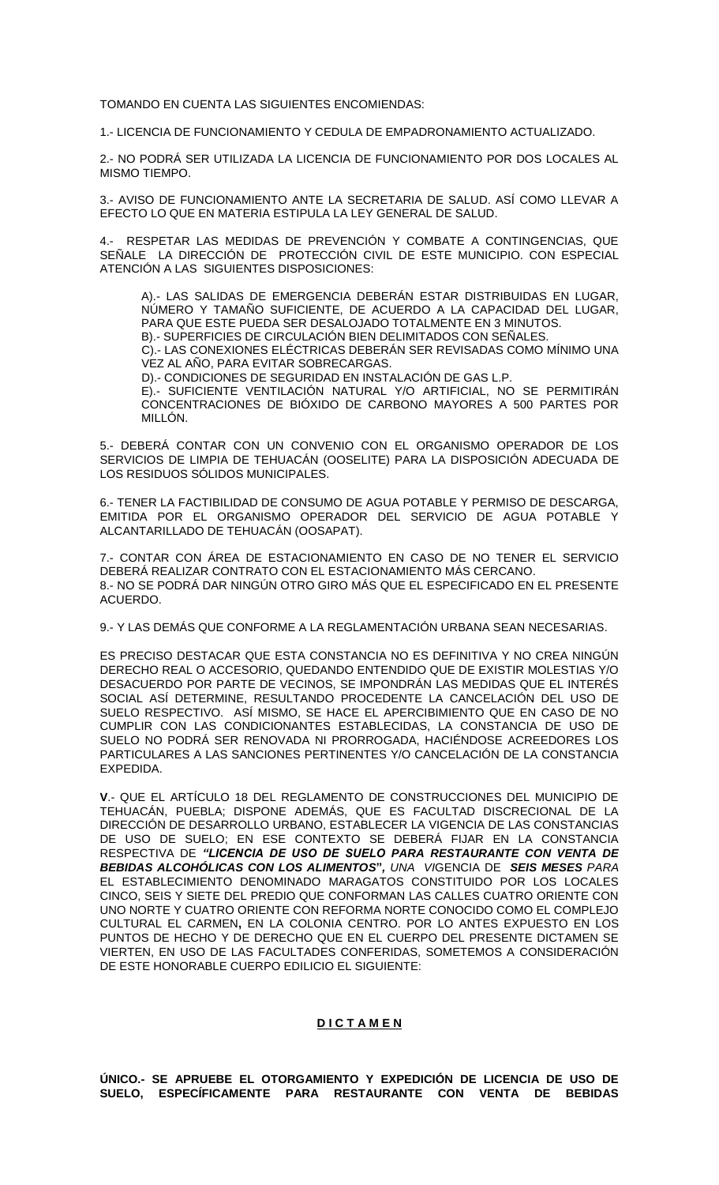TOMANDO EN CUENTA LAS SIGUIENTES ENCOMIENDAS:

1.- LICENCIA DE FUNCIONAMIENTO Y CEDULA DE EMPADRONAMIENTO ACTUALIZADO.

2.- NO PODRÁ SER UTILIZADA LA LICENCIA DE FUNCIONAMIENTO POR DOS LOCALES AL MISMO TIEMPO.

3.- AVISO DE FUNCIONAMIENTO ANTE LA SECRETARIA DE SALUD. ASÍ COMO LLEVAR A EFECTO LO QUE EN MATERIA ESTIPULA LA LEY GENERAL DE SALUD.

4.- RESPETAR LAS MEDIDAS DE PREVENCIÓN Y COMBATE A CONTINGENCIAS, QUE SEÑALE LA DIRECCIÓN DE PROTECCIÓN CIVIL DE ESTE MUNICIPIO. CON ESPECIAL ATENCIÓN A LAS SIGUIENTES DISPOSICIONES:

> A).- LAS SALIDAS DE EMERGENCIA DEBERÁN ESTAR DISTRIBUIDAS EN LUGAR, NÚMERO Y TAMAÑO SUFICIENTE, DE ACUERDO A LA CAPACIDAD DEL LUGAR, PARA QUE ESTE PUEDA SER DESALOJADO TOTALMENTE EN 3 MINUTOS.
> B).- SUPERFICIES DE CIRCULACIÓN BIEN DELIMITADOS CON SEÑALES.
> C).- LAS CONEXIONES ELÉCTRICAS DEBERÁN SER REVISADAS COMO MÍNIMO UNA VEZ AL AÑO, PARA EVITAR SOBRECARGAS.
> D).- CONDICIONES DE SEGURIDAD EN INSTALACIÓN DE GAS L.P.
> E).- SUFICIENTE VENTILACIÓN NATURAL Y/O ARTIFICIAL, NO SE PERMITIRÁN CONCENTRACIONES DE BIÓXIDO DE CARBONO MAYORES A 500 PARTES POR MILLÓN.

5.- DEBERÁ CONTAR CON UN CONVENIO CON EL ORGANISMO OPERADOR DE LOS SERVICIOS DE LIMPIA DE TEHUACÁN (OOSELITE) PARA LA DISPOSICIÓN ADECUADA DE LOS RESIDUOS SÓLIDOS MUNICIPALES.

6.- TENER LA FACTIBILIDAD DE CONSUMO DE AGUA POTABLE Y PERMISO DE DESCARGA, EMITIDA POR EL ORGANISMO OPERADOR DEL SERVICIO DE AGUA POTABLE Y ALCANTARILLADO DE TEHUACÁN (OOSAPAT).

7.- CONTAR CON ÁREA DE ESTACIONAMIENTO EN CASO DE NO TENER EL SERVICIO DEBERÁ REALIZAR CONTRATO CON EL ESTACIONAMIENTO MÁS CERCANO.
8.- NO SE PODRÁ DAR NINGÚN OTRO GIRO MÁS QUE EL ESPECIFICADO EN EL PRESENTE ACUERDO.

9.- Y LAS DEMÁS QUE CONFORME A LA REGLAMENTACIÓN URBANA SEAN NECESARIAS.

ES PRECISO DESTACAR QUE ESTA CONSTANCIA NO ES DEFINITIVA Y NO CREA NINGÚN DERECHO REAL O ACCESORIO, QUEDANDO ENTENDIDO QUE DE EXISTIR MOLESTIAS Y/O DESACUERDO POR PARTE DE VECINOS, SE IMPONDRÁN LAS MEDIDAS QUE EL INTERÉS SOCIAL ASÍ DETERMINE, RESULTANDO PROCEDENTE LA CANCELACIÓN DEL USO DE SUELO RESPECTIVO. ASÍ MISMO, SE HACE EL APERCIBIMIENTO QUE EN CASO DE NO CUMPLIR CON LAS CONDICIONANTES ESTABLECIDAS, LA CONSTANCIA DE USO DE SUELO NO PODRÁ SER RENOVADA NI PRORROGADA, HACIÉNDOSE ACREEDORES LOS PARTICULARES A LAS SANCIONES PERTINENTES Y/O CANCELACIÓN DE LA CONSTANCIA EXPEDIDA.

**V**.- QUE EL ARTÍCULO 18 DEL REGLAMENTO DE CONSTRUCCIONES DEL MUNICIPIO DE TEHUACÁN, PUEBLA; DISPONE ADEMÁS, QUE ES FACULTAD DISCRECIONAL DE LA DIRECCIÓN DE DESARROLLO URBANO, ESTABLECER LA VIGENCIA DE LAS CONSTANCIAS DE USO DE SUELO; EN ESE CONTEXTO SE DEBERÁ FIJAR EN LA CONSTANCIA RESPECTIVA DE ***"LICENCIA DE USO DE SUELO PARA RESTAURANTE CON VENTA DE BEBIDAS ALCOHÓLICAS CON LOS ALIMENTOS"***, *UNA VIGENCIA DE* ***SEIS MESES*** *PARA* EL ESTABLECIMIENTO DENOMINADO MARAGATOS CONSTITUIDO POR LOS LOCALES CINCO, SEIS Y SIETE DEL PREDIO QUE CONFORMAN LAS CALLES CUATRO ORIENTE CON UNO NORTE Y CUATRO ORIENTE CON REFORMA NORTE CONOCIDO COMO EL COMPLEJO CULTURAL EL CARMEN**,** EN LA COLONIA CENTRO. POR LO ANTES EXPUESTO EN LOS PUNTOS DE HECHO Y DE DERECHO QUE EN EL CUERPO DEL PRESENTE DICTAMEN SE VIERTEN, EN USO DE LAS FACULTADES CONFERIDAS, SOMETEMOS A CONSIDERACIÓN DE ESTE HONORABLE CUERPO EDILICIO EL SIGUIENTE:

## **D I C T A M E N**

**ÚNICO.- SE APRUEBE EL OTORGAMIENTO Y EXPEDICIÓN DE LICENCIA DE USO DE SUELO, ESPECÍFICAMENTE PARA RESTAURANTE CON VENTA DE BEBIDAS**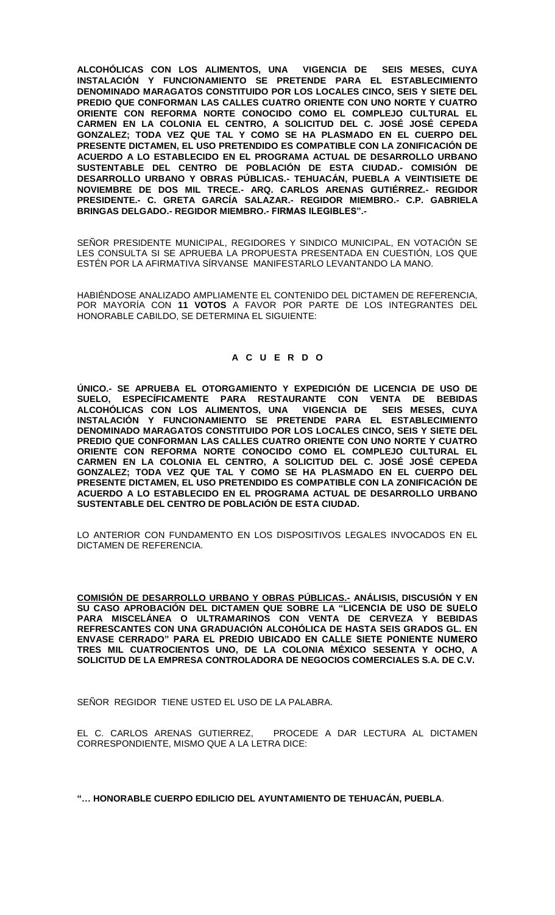**ALCOHÓLICAS CON LOS ALIMENTOS, UNA VIGENCIA DE SEIS MESES, CUYA INSTALACIÓN Y FUNCIONAMIENTO SE PRETENDE PARA EL ESTABLECIMIENTO DENOMINADO MARAGATOS CONSTITUIDO POR LOS LOCALES CINCO, SEIS Y SIETE DEL PREDIO QUE CONFORMAN LAS CALLES CUATRO ORIENTE CON UNO NORTE Y CUATRO ORIENTE CON REFORMA NORTE CONOCIDO COMO EL COMPLEJO CULTURAL EL CARMEN EN LA COLONIA EL CENTRO, A SOLICITUD DEL C. JOSÉ JOSÉ CEPEDA GONZALEZ; TODA VEZ QUE TAL Y COMO SE HA PLASMADO EN EL CUERPO DEL PRESENTE DICTAMEN, EL USO PRETENDIDO ES COMPATIBLE CON LA ZONIFICACIÓN DE ACUERDO A LO ESTABLECIDO EN EL PROGRAMA ACTUAL DE DESARROLLO URBANO SUSTENTABLE DEL CENTRO DE POBLACIÓN DE ESTA CIUDAD.- COMISIÓN DE DESARROLLO URBANO Y OBRAS PÚBLICAS.- TEHUACÁN, PUEBLA A VEINTISIETE DE NOVIEMBRE DE DOS MIL TRECE.- ARQ. CARLOS ARENAS GUTIÉRREZ.- REGIDOR PRESIDENTE.- C. GRETA GARCÍA SALAZAR.- REGIDOR MIEMBRO.- C.P. GABRIELA BRINGAS DELGADO.- REGIDOR MIEMBRO.- FIRMAS ILEGIBLES".-**

SEÑOR PRESIDENTE MUNICIPAL, REGIDORES Y SINDICO MUNICIPAL, EN VOTACIÓN SE LES CONSULTA SI SE APRUEBA LA PROPUESTA PRESENTADA EN CUESTIÓN, LOS QUE ESTÉN POR LA AFIRMATIVA SÍRVANSE MANIFESTARLO LEVANTANDO LA MANO.

HABIÉNDOSE ANALIZADO AMPLIAMENTE EL CONTENIDO DEL DICTAMEN DE REFERENCIA, POR MAYORÍA CON **11 VOTOS** A FAVOR POR PARTE DE LOS INTEGRANTES DEL HONORABLE CABILDO, SE DETERMINA EL SIGUIENTE:

**A C U E R D O**

**ÚNICO.- SE APRUEBA EL OTORGAMIENTO Y EXPEDICIÓN DE LICENCIA DE USO DE SUELO, ESPECÍFICAMENTE PARA RESTAURANTE CON VENTA DE BEBIDAS ALCOHÓLICAS CON LOS ALIMENTOS, UNA VIGENCIA DE SEIS MESES, CUYA INSTALACIÓN Y FUNCIONAMIENTO SE PRETENDE PARA EL ESTABLECIMIENTO DENOMINADO MARAGATOS CONSTITUIDO POR LOS LOCALES CINCO, SEIS Y SIETE DEL PREDIO QUE CONFORMAN LAS CALLES CUATRO ORIENTE CON UNO NORTE Y CUATRO ORIENTE CON REFORMA NORTE CONOCIDO COMO EL COMPLEJO CULTURAL EL CARMEN EN LA COLONIA EL CENTRO, A SOLICITUD DEL C. JOSÉ JOSÉ CEPEDA GONZALEZ; TODA VEZ QUE TAL Y COMO SE HA PLASMADO EN EL CUERPO DEL PRESENTE DICTAMEN, EL USO PRETENDIDO ES COMPATIBLE CON LA ZONIFICACIÓN DE ACUERDO A LO ESTABLECIDO EN EL PROGRAMA ACTUAL DE DESARROLLO URBANO SUSTENTABLE DEL CENTRO DE POBLACIÓN DE ESTA CIUDAD.**

LO ANTERIOR CON FUNDAMENTO EN LOS DISPOSITIVOS LEGALES INVOCADOS EN EL DICTAMEN DE REFERENCIA.

**<u>COMISIÓN DE DESARROLLO URBANO Y OBRAS PÚBLICAS.-</u> ANÁLISIS, DISCUSIÓN Y EN SU CASO APROBACIÓN DEL DICTAMEN QUE SOBRE LA "LICENCIA DE USO DE SUELO PARA MISCELÁNEA O ULTRAMARINOS CON VENTA DE CERVEZA Y BEBIDAS REFRESCANTES CON UNA GRADUACIÓN ALCOHÓLICA DE HASTA SEIS GRADOS GL. EN ENVASE CERRADO" PARA EL PREDIO UBICADO EN CALLE SIETE PONIENTE NUMERO TRES MIL CUATROCIENTOS UNO, DE LA COLONIA MÉXICO SESENTA Y OCHO, A SOLICITUD DE LA EMPRESA CONTROLADORA DE NEGOCIOS COMERCIALES S.A. DE C.V.**

SEÑOR REGIDOR TIENE USTED EL USO DE LA PALABRA.

EL C. CARLOS ARENAS GUTIERREZ, PROCEDE A DAR LECTURA AL DICTAMEN CORRESPONDIENTE, MISMO QUE A LA LETRA DICE:

**"… HONORABLE CUERPO EDILICIO DEL AYUNTAMIENTO DE TEHUACÁN, PUEBLA**.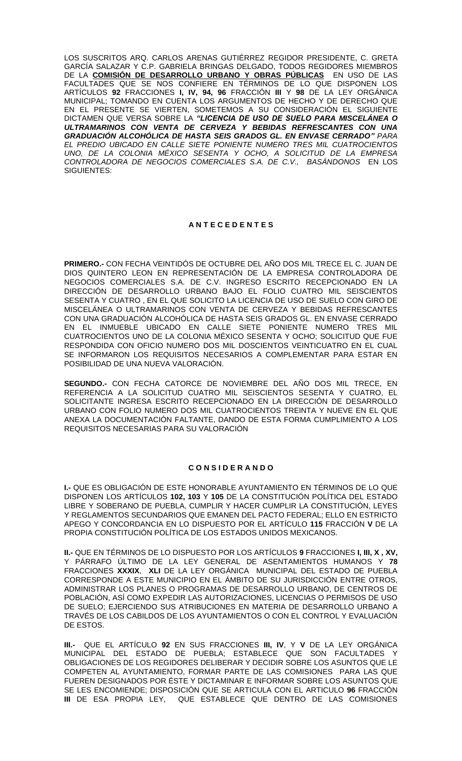LOS SUSCRITOS ARQ. CARLOS ARENAS GUTIÉRREZ REGIDOR PRESIDENTE, C. GRETA GARCÍA SALAZAR Y C.P. GABRIELA BRINGAS DELGADO, TODOS REGIDORES MIEMBROS DE LA **COMISIÓN DE DESARROLLO URBANO Y OBRAS PÚBLICAS** EN USO DE LAS FACULTADES QUE SE NOS CONFIERE EN TÉRMINOS DE LO QUE DISPONEN LOS ARTÍCULOS **92** FRACCIONES **I, IV, 94, 96** FRACCIÓN **III** Y **98** DE LA LEY ORGÁNICA MUNICIPAL; TOMANDO EN CUENTA LOS ARGUMENTOS DE HECHO Y DE DERECHO QUE EN EL PRESENTE SE VIERTEN, SOMETEMOS A SU CONSIDERACIÓN EL SIGUIENTE DICTAMEN QUE VERSA SOBRE LA ***"LICENCIA DE USO DE SUELO PARA MISCELÁNEA O ULTRAMARINOS CON VENTA DE CERVEZA Y BEBIDAS REFRESCANTES CON UNA GRADUACIÓN ALCOHÓLICA DE HASTA SEIS GRADOS GL. EN ENVASE CERRADO"*** *PARA EL PREDIO UBICADO EN CALLE SIETE PONIENTE NUMERO TRES MIL CUATROCIENTOS UNO, DE LA COLONIA MÉXICO SESENTA Y OCHO, A SOLICITUD DE LA EMPRESA CONTROLADORA DE NEGOCIOS COMERCIALES S.A. DE C.V., BASÁNDONOS* EN LOS SIGUIENTES:

## A N T E C E D E N T E S

**PRIMERO.-** CON FECHA VEINTIDÓS DE OCTUBRE DEL AÑO DOS MIL TRECE EL C. JUAN DE DIOS QUINTERO LEON EN REPRESENTACIÓN DE LA EMPRESA CONTROLADORA DE NEGOCIOS COMERCIALES S.A. DE C.V. INGRESO ESCRITO RECEPCIONADO EN LA DIRECCIÓN DE DESARROLLO URBANO BAJO EL FOLIO CUATRO MIL SEISCIENTOS SESENTA Y CUATRO , EN EL QUE SOLICITO LA LICENCIA DE USO DE SUELO CON GIRO DE MISCELÁNEA O ULTRAMARINOS CON VENTA DE CERVEZA Y BEBIDAS REFRESCANTES CON UNA GRADUACIÓN ALCOHÓLICA DE HASTA SEIS GRADOS GL. EN ENVASE CERRADO EN EL INMUEBLE UBICADO EN CALLE SIETE PONIENTE NUMERO TRES MIL CUATROCIENTOS UNO DE LA COLONIA MÉXICO SESENTA Y OCHO; SOLICITUD QUE FUE RESPONDIDA CON OFICIO NUMERO DOS MIL DOSCIENTOS VEINTICUATRO EN EL CUAL SE INFORMARON LOS REQUISITOS NECESARIOS A COMPLEMENTAR PARA ESTAR EN POSIBILIDAD DE UNA NUEVA VALORACIÓN.

**SEGUNDO.-** CON FECHA CATORCE DE NOVIEMBRE DEL AÑO DOS MIL TRECE, EN REFERENCIA A LA SOLICITUD CUATRO MIL SEISCIENTOS SESENTA Y CUATRO, EL SOLICITANTE INGRESA ESCRITO RECEPCIONADO EN LA DIRECCIÓN DE DESARROLLO URBANO CON FOLIO NUMERO DOS MIL CUATROCIENTOS TREINTA Y NUEVE EN EL QUE ANEXA LA DOCUMENTACIÓN FALTANTE, DANDO DE ESTA FORMA CUMPLIMIENTO A LOS REQUISITOS NECESARIAS PARA SU VALORACIÓN

## C O N S I D E R A N D O

**I.-** QUE ES OBLIGACIÓN DE ESTE HONORABLE AYUNTAMIENTO EN TÉRMINOS DE LO QUE DISPONEN LOS ARTÍCULOS **102, 103** Y **105** DE LA CONSTITUCIÓN POLÍTICA DEL ESTADO LIBRE Y SOBERANO DE PUEBLA, CUMPLIR Y HACER CUMPLIR LA CONSTITUCIÓN, LEYES Y REGLAMENTOS SECUNDARIOS QUE EMANEN DEL PACTO FEDERAL; ELLO EN ESTRICTO APEGO Y CONCORDANCIA EN LO DISPUESTO POR EL ARTÍCULO **115** FRACCIÓN **V** DE LA PROPIA CONSTITUCIÓN POLÍTICA DE LOS ESTADOS UNIDOS MEXICANOS.

**II.-** QUE EN TÉRMINOS DE LO DISPUESTO POR LOS ARTÍCULOS **9** FRACCIONES **I, III, X , XV,** Y PÁRRAFO ÚLTIMO DE LA LEY GENERAL DE ASENTAMIENTOS HUMANOS Y **78** FRACCIONES **XXXIX**, **XLI** DE LA LEY ORGÁNICA MUNICIPAL DEL ESTADO DE PUEBLA CORRESPONDE A ESTE MUNICIPIO EN EL ÁMBITO DE SU JURISDICCIÓN ENTRE OTROS, ADMINISTRAR LOS PLANES O PROGRAMAS DE DESARROLLO URBANO, DE CENTROS DE POBLACIÓN, ASÍ COMO EXPEDIR LAS AUTORIZACIONES, LICENCIAS O PERMISOS DE USO DE SUELO; EJERCIENDO SUS ATRIBUCIONES EN MATERIA DE DESARROLLO URBANO A TRAVÉS DE LOS CABILDOS DE LOS AYUNTAMIENTOS O CON EL CONTROL Y EVALUACIÓN DE ESTOS.

**III.-** QUE EL ARTÍCULO **92** EN SUS FRACCIONES **III, IV**, Y **V** DE LA LEY ORGÁNICA MUNICIPAL DEL ESTADO DE PUEBLA; ESTABLECE QUE SON FACULTADES Y OBLIGACIONES DE LOS REGIDORES DELIBERAR Y DECIDIR SOBRE LOS ASUNTOS QUE LE COMPETEN AL AYUNTAMIENTO, FORMAR PARTE DE LAS COMISIONES PARA LAS QUE FUEREN DESIGNADOS POR ÉSTE Y DICTAMINAR E INFORMAR SOBRE LOS ASUNTOS QUE SE LES ENCOMIENDE; DISPOSICIÓN QUE SE ARTICULA CON EL ARTICULO **96** FRACCIÓN **III** DE ESA PROPIA LEY, QUE ESTABLECE QUE DENTRO DE LAS COMISIONES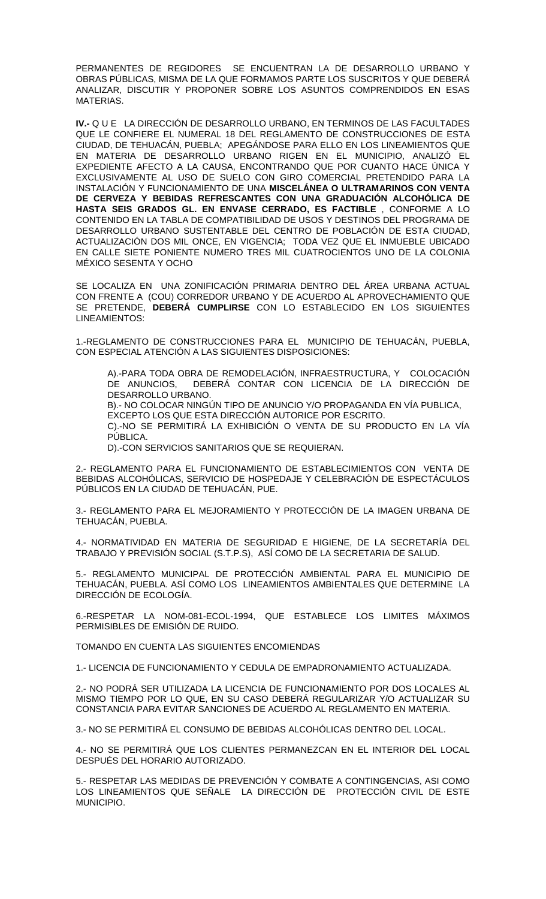PERMANENTES DE REGIDORES SE ENCUENTRAN LA DE DESARROLLO URBANO Y OBRAS PÚBLICAS, MISMA DE LA QUE FORMAMOS PARTE LOS SUSCRITOS Y QUE DEBERÁ ANALIZAR, DISCUTIR Y PROPONER SOBRE LOS ASUNTOS COMPRENDIDOS EN ESAS MATERIAS.

**IV.-** Q U E LA DIRECCIÓN DE DESARROLLO URBANO, EN TERMINOS DE LAS FACULTADES QUE LE CONFIERE EL NUMERAL 18 DEL REGLAMENTO DE CONSTRUCCIONES DE ESTA CIUDAD, DE TEHUACÁN, PUEBLA; APEGÁNDOSE PARA ELLO EN LOS LINEAMIENTOS QUE EN MATERIA DE DESARROLLO URBANO RIGEN EN EL MUNICIPIO, ANALIZÓ EL EXPEDIENTE AFECTO A LA CAUSA, ENCONTRANDO QUE POR CUANTO HACE ÚNICA Y EXCLUSIVAMENTE AL USO DE SUELO CON GIRO COMERCIAL PRETENDIDO PARA LA INSTALACIÓN Y FUNCIONAMIENTO DE UNA **MISCELÁNEA O ULTRAMARINOS CON VENTA DE CERVEZA Y BEBIDAS REFRESCANTES CON UNA GRADUACIÓN ALCOHÓLICA DE HASTA SEIS GRADOS GL. EN ENVASE CERRADO, ES FACTIBLE** , CONFORME A LO CONTENIDO EN LA TABLA DE COMPATIBILIDAD DE USOS Y DESTINOS DEL PROGRAMA DE DESARROLLO URBANO SUSTENTABLE DEL CENTRO DE POBLACIÓN DE ESTA CIUDAD, ACTUALIZACIÓN DOS MIL ONCE, EN VIGENCIA; TODA VEZ QUE EL INMUEBLE UBICADO EN CALLE SIETE PONIENTE NUMERO TRES MIL CUATROCIENTOS UNO DE LA COLONIA MÉXICO SESENTA Y OCHO

SE LOCALIZA EN UNA ZONIFICACIÓN PRIMARIA DENTRO DEL ÁREA URBANA ACTUAL CON FRENTE A (COU) CORREDOR URBANO Y DE ACUERDO AL APROVECHAMIENTO QUE SE PRETENDE, **DEBERÁ CUMPLIRSE** CON LO ESTABLECIDO EN LOS SIGUIENTES LINEAMIENTOS:

1.-REGLAMENTO DE CONSTRUCCIONES PARA EL MUNICIPIO DE TEHUACÁN, PUEBLA, CON ESPECIAL ATENCIÓN A LAS SIGUIENTES DISPOSICIONES:

A).-PARA TODA OBRA DE REMODELACIÓN, INFRAESTRUCTURA, Y COLOCACIÓN DE ANUNCIOS, DEBERÁ CONTAR CON LICENCIA DE LA DIRECCIÓN DE DESARROLLO URBANO.

B).- NO COLOCAR NINGÚN TIPO DE ANUNCIO Y/O PROPAGANDA EN VÍA PUBLICA, EXCEPTO LOS QUE ESTA DIRECCIÓN AUTORICE POR ESCRITO.

C).-NO SE PERMITIRÁ LA EXHIBICIÓN O VENTA DE SU PRODUCTO EN LA VÍA PÚBLICA.

D).-CON SERVICIOS SANITARIOS QUE SE REQUIERAN.

2.- REGLAMENTO PARA EL FUNCIONAMIENTO DE ESTABLECIMIENTOS CON VENTA DE BEBIDAS ALCOHÓLICAS, SERVICIO DE HOSPEDAJE Y CELEBRACIÓN DE ESPECTÁCULOS PÚBLICOS EN LA CIUDAD DE TEHUACÁN, PUE.

3.- REGLAMENTO PARA EL MEJORAMIENTO Y PROTECCIÓN DE LA IMAGEN URBANA DE TEHUACÁN, PUEBLA.

4.- NORMATIVIDAD EN MATERIA DE SEGURIDAD E HIGIENE, DE LA SECRETARÍA DEL TRABAJO Y PREVISIÓN SOCIAL (S.T.P.S), ASÍ COMO DE LA SECRETARIA DE SALUD.

5.- REGLAMENTO MUNICIPAL DE PROTECCIÓN AMBIENTAL PARA EL MUNICIPIO DE TEHUACÁN, PUEBLA. ASÍ COMO LOS LINEAMIENTOS AMBIENTALES QUE DETERMINE LA DIRECCIÓN DE ECOLOGÍA.

6.-RESPETAR LA NOM-081-ECOL-1994, QUE ESTABLECE LOS LIMITES MÁXIMOS PERMISIBLES DE EMISIÓN DE RUIDO.

TOMANDO EN CUENTA LAS SIGUIENTES ENCOMIENDAS

1.- LICENCIA DE FUNCIONAMIENTO Y CEDULA DE EMPADRONAMIENTO ACTUALIZADA.

2.- NO PODRÁ SER UTILIZADA LA LICENCIA DE FUNCIONAMIENTO POR DOS LOCALES AL MISMO TIEMPO POR LO QUE, EN SU CASO DEBERÁ REGULARIZAR Y/O ACTUALIZAR SU CONSTANCIA PARA EVITAR SANCIONES DE ACUERDO AL REGLAMENTO EN MATERIA.

3.- NO SE PERMITIRÁ EL CONSUMO DE BEBIDAS ALCOHÓLICAS DENTRO DEL LOCAL.

4.- NO SE PERMITIRÁ QUE LOS CLIENTES PERMANEZCAN EN EL INTERIOR DEL LOCAL DESPUÉS DEL HORARIO AUTORIZADO.

5.- RESPETAR LAS MEDIDAS DE PREVENCIÓN Y COMBATE A CONTINGENCIAS, ASI COMO LOS LINEAMIENTOS QUE SEÑALE LA DIRECCIÓN DE PROTECCIÓN CIVIL DE ESTE MUNICIPIO.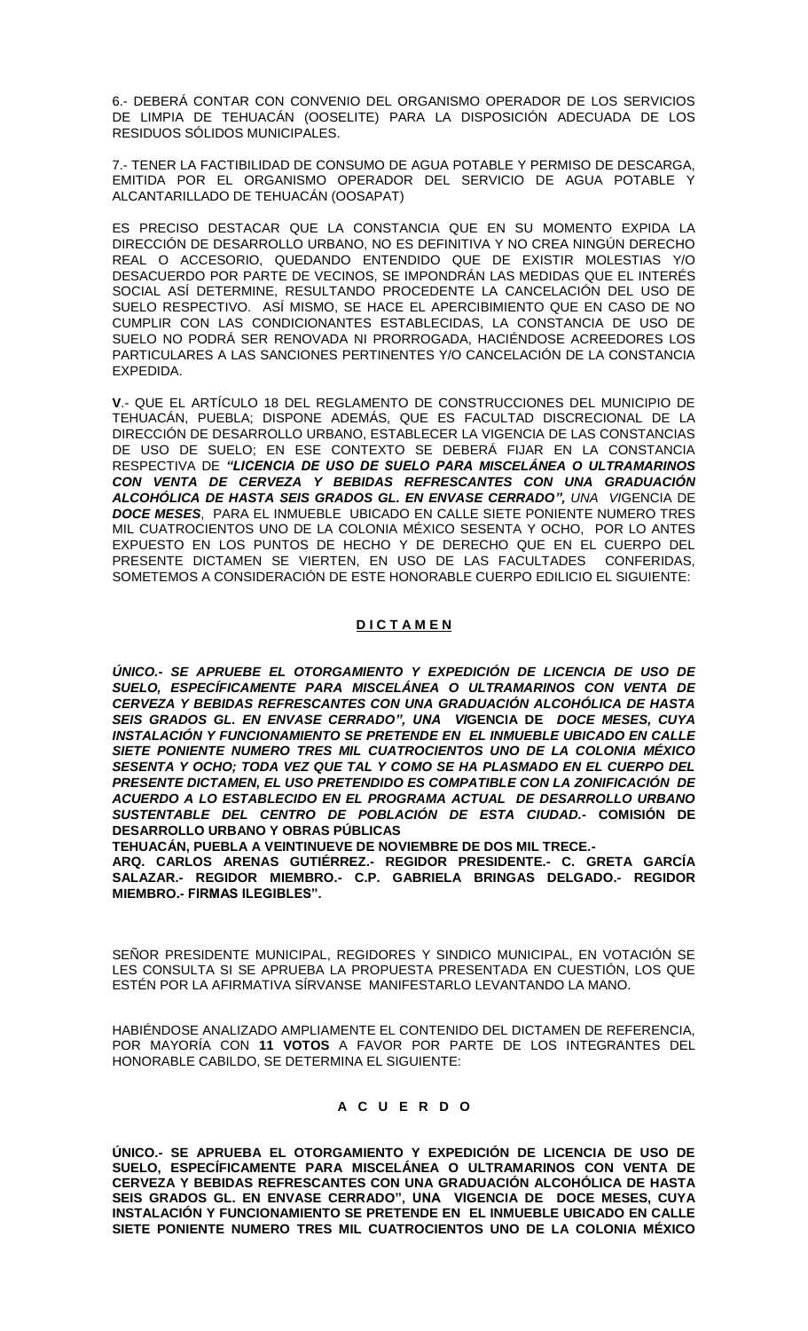6.- DEBERÁ CONTAR CON CONVENIO DEL ORGANISMO OPERADOR DE LOS SERVICIOS DE LIMPIA DE TEHUACÁN (OOSELITE) PARA LA DISPOSICIÓN ADECUADA DE LOS RESIDUOS SÓLIDOS MUNICIPALES.

7.- TENER LA FACTIBILIDAD DE CONSUMO DE AGUA POTABLE Y PERMISO DE DESCARGA, EMITIDA POR EL ORGANISMO OPERADOR DEL SERVICIO DE AGUA POTABLE Y ALCANTARILLADO DE TEHUACÁN (OOSAPAT)

ES PRECISO DESTACAR QUE LA CONSTANCIA QUE EN SU MOMENTO EXPIDA LA DIRECCIÓN DE DESARROLLO URBANO, NO ES DEFINITIVA Y NO CREA NINGÚN DERECHO REAL O ACCESORIO, QUEDANDO ENTENDIDO QUE DE EXISTIR MOLESTIAS Y/O DESACUERDO POR PARTE DE VECINOS, SE IMPONDRÁN LAS MEDIDAS QUE EL INTERÉS SOCIAL ASÍ DETERMINE, RESULTANDO PROCEDENTE LA CANCELACIÓN DEL USO DE SUELO RESPECTIVO. ASÍ MISMO, SE HACE EL APERCIBIMIENTO QUE EN CASO DE NO CUMPLIR CON LAS CONDICIONANTES ESTABLECIDAS, LA CONSTANCIA DE USO DE SUELO NO PODRÁ SER RENOVADA NI PRORROGADA, HACIÉNDOSE ACREEDORES LOS PARTICULARES A LAS SANCIONES PERTINENTES Y/O CANCELACIÓN DE LA CONSTANCIA EXPEDIDA.

**V**.- QUE EL ARTÍCULO 18 DEL REGLAMENTO DE CONSTRUCCIONES DEL MUNICIPIO DE TEHUACÁN, PUEBLA; DISPONE ADEMÁS, QUE ES FACULTAD DISCRECIONAL DE LA DIRECCIÓN DE DESARROLLO URBANO, ESTABLECER LA VIGENCIA DE LAS CONSTANCIAS DE USO DE SUELO; EN ESE CONTEXTO SE DEBERÁ FIJAR EN LA CONSTANCIA RESPECTIVA DE ***"LICENCIA DE USO DE SUELO PARA MISCELÁNEA O ULTRAMARINOS CON VENTA DE CERVEZA Y BEBIDAS REFRESCANTES CON UNA GRADUACIÓN ALCOHÓLICA DE HASTA SEIS GRADOS GL. EN ENVASE CERRADO",*** *UNA VI*GENCIA DE ***DOCE MESES***, PARA EL INMUEBLE UBICADO EN CALLE SIETE PONIENTE NUMERO TRES MIL CUATROCIENTOS UNO DE LA COLONIA MÉXICO SESENTA Y OCHO, POR LO ANTES EXPUESTO EN LOS PUNTOS DE HECHO Y DE DERECHO QUE EN EL CUERPO DEL PRESENTE DICTAMEN SE VIERTEN, EN USO DE LAS FACULTADES CONFERIDAS, SOMETEMOS A CONSIDERACIÓN DE ESTE HONORABLE CUERPO EDILICIO EL SIGUIENTE:

## D I C T A M E N

***ÚNICO.- SE APRUEBE EL OTORGAMIENTO Y EXPEDICIÓN DE LICENCIA DE USO DE SUELO, ESPECÍFICAMENTE PARA MISCELÁNEA O ULTRAMARINOS CON VENTA DE CERVEZA Y BEBIDAS REFRESCANTES CON UNA GRADUACIÓN ALCOHÓLICA DE HASTA SEIS GRADOS GL. EN ENVASE CERRADO", UNA VIGENCIA DE DOCE MESES, CUYA INSTALACIÓN Y FUNCIONAMIENTO SE PRETENDE EN EL INMUEBLE UBICADO EN CALLE SIETE PONIENTE NUMERO TRES MIL CUATROCIENTOS UNO DE LA COLONIA MÉXICO SESENTA Y OCHO; TODA VEZ QUE TAL Y COMO SE HA PLASMADO EN EL CUERPO DEL PRESENTE DICTAMEN, EL USO PRETENDIDO ES COMPATIBLE CON LA ZONIFICACIÓN DE ACUERDO A LO ESTABLECIDO EN EL PROGRAMA ACTUAL DE DESARROLLO URBANO SUSTENTABLE DEL CENTRO DE POBLACIÓN DE ESTA CIUDAD.-*** **COMISIÓN DE DESARROLLO URBANO Y OBRAS PÚBLICAS**

**TEHUACÁN, PUEBLA A VEINTINUEVE DE NOVIEMBRE DE DOS MIL TRECE.-**

**ARQ. CARLOS ARENAS GUTIÉRREZ.- REGIDOR PRESIDENTE.- C. GRETA GARCÍA SALAZAR.- REGIDOR MIEMBRO.- C.P. GABRIELA BRINGAS DELGADO.- REGIDOR MIEMBRO.- FIRMAS ILEGIBLES".**

SEÑOR PRESIDENTE MUNICIPAL, REGIDORES Y SINDICO MUNICIPAL, EN VOTACIÓN SE LES CONSULTA SI SE APRUEBA LA PROPUESTA PRESENTADA EN CUESTIÓN, LOS QUE ESTÉN POR LA AFIRMATIVA SÍRVANSE MANIFESTARLO LEVANTANDO LA MANO.

HABIÉNDOSE ANALIZADO AMPLIAMENTE EL CONTENIDO DEL DICTAMEN DE REFERENCIA, POR MAYORÍA CON **11 VOTOS** A FAVOR POR PARTE DE LOS INTEGRANTES DEL HONORABLE CABILDO, SE DETERMINA EL SIGUIENTE:

## A C U E R D O

**ÚNICO.- SE APRUEBA EL OTORGAMIENTO Y EXPEDICIÓN DE LICENCIA DE USO DE SUELO, ESPECÍFICAMENTE PARA MISCELÁNEA O ULTRAMARINOS CON VENTA DE CERVEZA Y BEBIDAS REFRESCANTES CON UNA GRADUACIÓN ALCOHÓLICA DE HASTA SEIS GRADOS GL. EN ENVASE CERRADO", UNA VIGENCIA DE DOCE MESES, CUYA INSTALACIÓN Y FUNCIONAMIENTO SE PRETENDE EN EL INMUEBLE UBICADO EN CALLE SIETE PONIENTE NUMERO TRES MIL CUATROCIENTOS UNO DE LA COLONIA MÉXICO**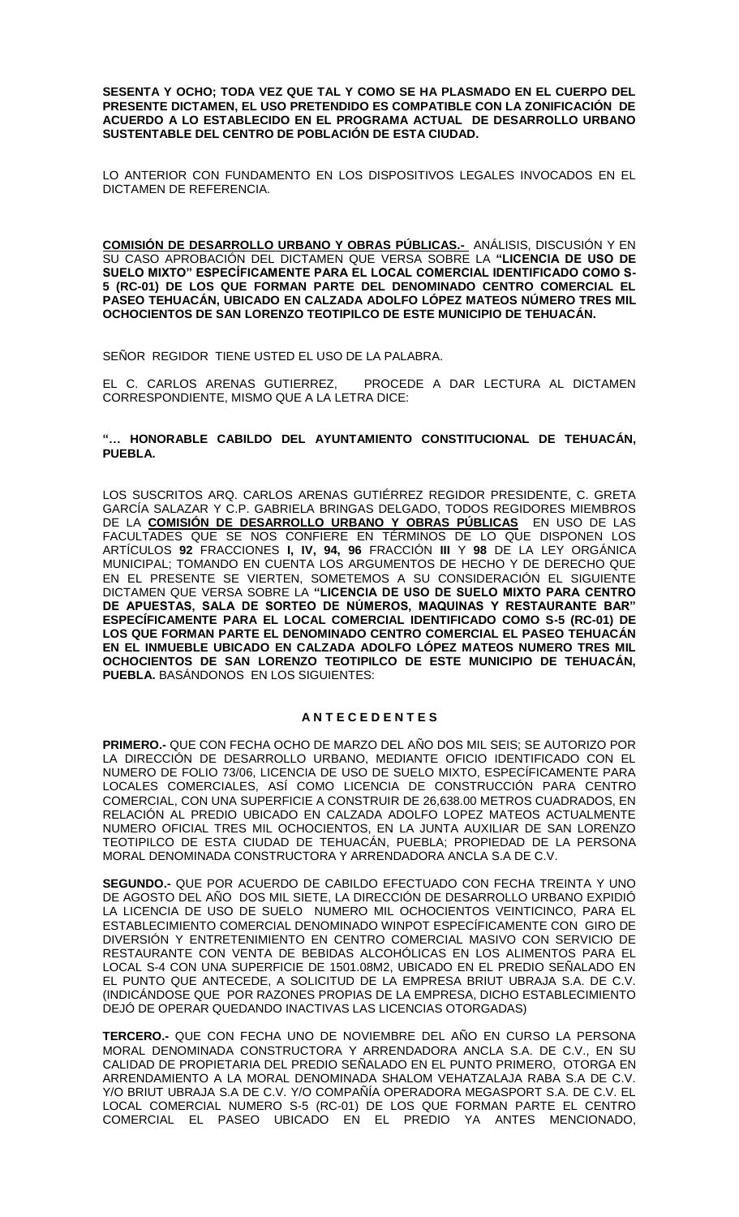**SESENTA Y OCHO; TODA VEZ QUE TAL Y COMO SE HA PLASMADO EN EL CUERPO DEL PRESENTE DICTAMEN, EL USO PRETENDIDO ES COMPATIBLE CON LA ZONIFICACIÓN DE ACUERDO A LO ESTABLECIDO EN EL PROGRAMA ACTUAL DE DESARROLLO URBANO SUSTENTABLE DEL CENTRO DE POBLACIÓN DE ESTA CIUDAD.**

LO ANTERIOR CON FUNDAMENTO EN LOS DISPOSITIVOS LEGALES INVOCADOS EN EL DICTAMEN DE REFERENCIA.

**COMISIÓN DE DESARROLLO URBANO Y OBRAS PÚBLICAS.-** ANÁLISIS, DISCUSIÓN Y EN SU CASO APROBACIÓN DEL DICTAMEN QUE VERSA SOBRE LA **"LICENCIA DE USO DE SUELO MIXTO" ESPECÍFICAMENTE PARA EL LOCAL COMERCIAL IDENTIFICADO COMO S-5 (RC-01) DE LOS QUE FORMAN PARTE DEL DENOMINADO CENTRO COMERCIAL EL PASEO TEHUACÁN, UBICADO EN CALZADA ADOLFO LÓPEZ MATEOS NÚMERO TRES MIL OCHOCIENTOS DE SAN LORENZO TEOTIPILCO DE ESTE MUNICIPIO DE TEHUACÁN.**

SEÑOR REGIDOR TIENE USTED EL USO DE LA PALABRA.

EL C. CARLOS ARENAS GUTIERREZ, PROCEDE A DAR LECTURA AL DICTAMEN CORRESPONDIENTE, MISMO QUE A LA LETRA DICE:

**"… HONORABLE CABILDO DEL AYUNTAMIENTO CONSTITUCIONAL DE TEHUACÁN, PUEBLA.**

LOS SUSCRITOS ARQ. CARLOS ARENAS GUTIÉRREZ REGIDOR PRESIDENTE, C. GRETA GARCÍA SALAZAR Y C.P. GABRIELA BRINGAS DELGADO, TODOS REGIDORES MIEMBROS DE LA **COMISIÓN DE DESARROLLO URBANO Y OBRAS PÚBLICAS** EN USO DE LAS FACULTADES QUE SE NOS CONFIERE EN TÉRMINOS DE LO QUE DISPONEN LOS ARTÍCULOS **92** FRACCIONES **I, IV, 94, 96** FRACCIÓN **III** Y **98** DE LA LEY ORGÁNICA MUNICIPAL; TOMANDO EN CUENTA LOS ARGUMENTOS DE HECHO Y DE DERECHO QUE EN EL PRESENTE SE VIERTEN, SOMETEMOS A SU CONSIDERACIÓN EL SIGUIENTE DICTAMEN QUE VERSA SOBRE LA **"LICENCIA DE USO DE SUELO MIXTO PARA CENTRO DE APUESTAS, SALA DE SORTEO DE NÚMEROS, MAQUINAS Y RESTAURANTE BAR" ESPECÍFICAMENTE PARA EL LOCAL COMERCIAL IDENTIFICADO COMO S-5 (RC-01) DE LOS QUE FORMAN PARTE EL DENOMINADO CENTRO COMERCIAL EL PASEO TEHUACÁN EN EL INMUEBLE UBICADO EN CALZADA ADOLFO LÓPEZ MATEOS NUMERO TRES MIL OCHOCIENTOS DE SAN LORENZO TEOTIPILCO DE ESTE MUNICIPIO DE TEHUACÁN, PUEBLA.** BASÁNDONOS EN LOS SIGUIENTES:

**A N T E C E D E N T E S**

**PRIMERO.-** QUE CON FECHA OCHO DE MARZO DEL AÑO DOS MIL SEIS; SE AUTORIZO POR LA DIRECCIÓN DE DESARROLLO URBANO, MEDIANTE OFICIO IDENTIFICADO CON EL NUMERO DE FOLIO 73/06, LICENCIA DE USO DE SUELO MIXTO, ESPECÍFICAMENTE PARA LOCALES COMERCIALES, ASÍ COMO LICENCIA DE CONSTRUCCIÓN PARA CENTRO COMERCIAL, CON UNA SUPERFICIE A CONSTRUIR DE 26,638.00 METROS CUADRADOS, EN RELACIÓN AL PREDIO UBICADO EN CALZADA ADOLFO LOPEZ MATEOS ACTUALMENTE NUMERO OFICIAL TRES MIL OCHOCIENTOS, EN LA JUNTA AUXILIAR DE SAN LORENZO TEOTIPILCO DE ESTA CIUDAD DE TEHUACÁN, PUEBLA; PROPIEDAD DE LA PERSONA MORAL DENOMINADA CONSTRUCTORA Y ARRENDADORA ANCLA S.A DE C.V.

**SEGUNDO.-** QUE POR ACUERDO DE CABILDO EFECTUADO CON FECHA TREINTA Y UNO DE AGOSTO DEL AÑO DOS MIL SIETE, LA DIRECCIÓN DE DESARROLLO URBANO EXPIDIÓ LA LICENCIA DE USO DE SUELO NUMERO MIL OCHOCIENTOS VEINTICINCO, PARA EL ESTABLECIMIENTO COMERCIAL DENOMINADO WINPOT ESPECÍFICAMENTE CON GIRO DE DIVERSIÓN Y ENTRETENIMIENTO EN CENTRO COMERCIAL MASIVO CON SERVICIO DE RESTAURANTE CON VENTA DE BEBIDAS ALCOHÓLICAS EN LOS ALIMENTOS PARA EL LOCAL S-4 CON UNA SUPERFICIE DE 1501.08M2, UBICADO EN EL PREDIO SEÑALADO EN EL PUNTO QUE ANTECEDE, A SOLICITUD DE LA EMPRESA BRIUT UBRAJA S.A. DE C.V. (INDICÁNDOSE QUE POR RAZONES PROPIAS DE LA EMPRESA, DICHO ESTABLECIMIENTO DEJÓ DE OPERAR QUEDANDO INACTIVAS LAS LICENCIAS OTORGADAS)

**TERCERO.-** QUE CON FECHA UNO DE NOVIEMBRE DEL AÑO EN CURSO LA PERSONA MORAL DENOMINADA CONSTRUCTORA Y ARRENDADORA ANCLA S.A. DE C.V., EN SU CALIDAD DE PROPIETARIA DEL PREDIO SEÑALADO EN EL PUNTO PRIMERO, OTORGA EN ARRENDAMIENTO A LA MORAL DENOMINADA SHALOM VEHATZALAJA RABA S.A DE C.V. Y/O BRIUT UBRAJA S.A DE C.V. Y/O COMPAÑÍA OPERADORA MEGASPORT S.A. DE C.V. EL LOCAL COMERCIAL NUMERO S-5 (RC-01) DE LOS QUE FORMAN PARTE EL CENTRO COMERCIAL EL PASEO UBICADO EN EL PREDIO YA ANTES MENCIONADO,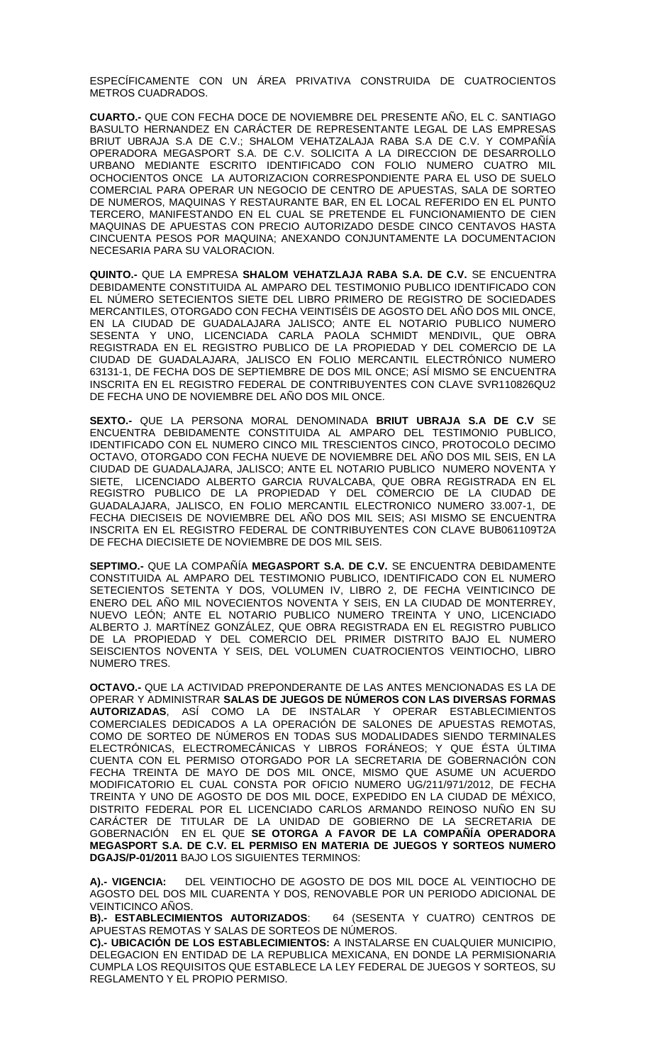ESPECÍFICAMENTE CON UN ÁREA PRIVATIVA CONSTRUIDA DE CUATROCIENTOS METROS CUADRADOS.

**CUARTO.-** QUE CON FECHA DOCE DE NOVIEMBRE DEL PRESENTE AÑO, EL C. SANTIAGO BASULTO HERNANDEZ EN CARÁCTER DE REPRESENTANTE LEGAL DE LAS EMPRESAS BRIUT UBRAJA S.A DE C.V.; SHALOM VEHATZALAJA RABA S.A DE C.V. Y COMPAÑÍA OPERADORA MEGASPORT S.A. DE C.V. SOLICITA A LA DIRECCION DE DESARROLLO URBANO MEDIANTE ESCRITO IDENTIFICADO CON FOLIO NUMERO CUATRO MIL OCHOCIENTOS ONCE LA AUTORIZACION CORRESPONDIENTE PARA EL USO DE SUELO COMERCIAL PARA OPERAR UN NEGOCIO DE CENTRO DE APUESTAS, SALA DE SORTEO DE NUMEROS, MAQUINAS Y RESTAURANTE BAR, EN EL LOCAL REFERIDO EN EL PUNTO TERCERO, MANIFESTANDO EN EL CUAL SE PRETENDE EL FUNCIONAMIENTO DE CIEN MAQUINAS DE APUESTAS CON PRECIO AUTORIZADO DESDE CINCO CENTAVOS HASTA CINCUENTA PESOS POR MAQUINA; ANEXANDO CONJUNTAMENTE LA DOCUMENTACION NECESARIA PARA SU VALORACION.

**QUINTO.-** QUE LA EMPRESA **SHALOM VEHATZLAJA RABA S.A. DE C.V.** SE ENCUENTRA DEBIDAMENTE CONSTITUIDA AL AMPARO DEL TESTIMONIO PUBLICO IDENTIFICADO CON EL NÚMERO SETECIENTOS SIETE DEL LIBRO PRIMERO DE REGISTRO DE SOCIEDADES MERCANTILES, OTORGADO CON FECHA VEINTISÉIS DE AGOSTO DEL AÑO DOS MIL ONCE, EN LA CIUDAD DE GUADALAJARA JALISCO; ANTE EL NOTARIO PUBLICO NUMERO SESENTA Y UNO, LICENCIADA CARLA PAOLA SCHMIDT MENDIVIL, QUE OBRA REGISTRADA EN EL REGISTRO PUBLICO DE LA PROPIEDAD Y DEL COMERCIO DE LA CIUDAD DE GUADALAJARA, JALISCO EN FOLIO MERCANTIL ELECTRÓNICO NUMERO 63131-1, DE FECHA DOS DE SEPTIEMBRE DE DOS MIL ONCE; ASÍ MISMO SE ENCUENTRA INSCRITA EN EL REGISTRO FEDERAL DE CONTRIBUYENTES CON CLAVE SVR110826QU2 DE FECHA UNO DE NOVIEMBRE DEL AÑO DOS MIL ONCE.

**SEXTO.-** QUE LA PERSONA MORAL DENOMINADA **BRIUT UBRAJA S.A DE C.V** SE ENCUENTRA DEBIDAMENTE CONSTITUIDA AL AMPARO DEL TESTIMONIO PUBLICO, IDENTIFICADO CON EL NUMERO CINCO MIL TRESCIENTOS CINCO, PROTOCOLO DECIMO OCTAVO, OTORGADO CON FECHA NUEVE DE NOVIEMBRE DEL AÑO DOS MIL SEIS, EN LA CIUDAD DE GUADALAJARA, JALISCO; ANTE EL NOTARIO PUBLICO NUMERO NOVENTA Y SIETE, LICENCIADO ALBERTO GARCIA RUVALCABA, QUE OBRA REGISTRADA EN EL REGISTRO PUBLICO DE LA PROPIEDAD Y DEL COMERCIO DE LA CIUDAD DE GUADALAJARA, JALISCO, EN FOLIO MERCANTIL ELECTRONICO NUMERO 33.007-1, DE FECHA DIECISEIS DE NOVIEMBRE DEL AÑO DOS MIL SEIS; ASI MISMO SE ENCUENTRA INSCRITA EN EL REGISTRO FEDERAL DE CONTRIBUYENTES CON CLAVE BUB061109T2A DE FECHA DIECISIETE DE NOVIEMBRE DE DOS MIL SEIS.

**SEPTIMO.-** QUE LA COMPAÑÍA **MEGASPORT S.A. DE C.V.** SE ENCUENTRA DEBIDAMENTE CONSTITUIDA AL AMPARO DEL TESTIMONIO PUBLICO, IDENTIFICADO CON EL NUMERO SETECIENTOS SETENTA Y DOS, VOLUMEN IV, LIBRO 2, DE FECHA VEINTICINCO DE ENERO DEL AÑO MIL NOVECIENTOS NOVENTA Y SEIS, EN LA CIUDAD DE MONTERREY, NUEVO LEÓN; ANTE EL NOTARIO PUBLICO NUMERO TREINTA Y UNO, LICENCIADO ALBERTO J. MARTÍNEZ GONZÁLEZ, QUE OBRA REGISTRADA EN EL REGISTRO PUBLICO DE LA PROPIEDAD Y DEL COMERCIO DEL PRIMER DISTRITO BAJO EL NUMERO SEISCIENTOS NOVENTA Y SEIS, DEL VOLUMEN CUATROCIENTOS VEINTIOCHO, LIBRO NUMERO TRES.

**OCTAVO.-** QUE LA ACTIVIDAD PREPONDERANTE DE LAS ANTES MENCIONADAS ES LA DE OPERAR Y ADMINISTRAR **SALAS DE JUEGOS DE NÚMEROS CON LAS DIVERSAS FORMAS AUTORIZADAS**, ASÍ COMO LA DE INSTALAR Y OPERAR ESTABLECIMIENTOS COMERCIALES DEDICADOS A LA OPERACIÓN DE SALONES DE APUESTAS REMOTAS, COMO DE SORTEO DE NÚMEROS EN TODAS SUS MODALIDADES SIENDO TERMINALES ELECTRÓNICAS, ELECTROMECÁNICAS Y LIBROS FORÁNEOS; Y QUE ÉSTA ÚLTIMA CUENTA CON EL PERMISO OTORGADO POR LA SECRETARIA DE GOBERNACIÓN CON FECHA TREINTA DE MAYO DE DOS MIL ONCE, MISMO QUE ASUME UN ACUERDO MODIFICATORIO EL CUAL CONSTA POR OFICIO NUMERO UG/211/971/2012, DE FECHA TREINTA Y UNO DE AGOSTO DE DOS MIL DOCE, EXPEDIDO EN LA CIUDAD DE MÉXICO, DISTRITO FEDERAL POR EL LICENCIADO CARLOS ARMANDO REINOSO NUÑO EN SU CARÁCTER DE TITULAR DE LA UNIDAD DE GOBIERNO DE LA SECRETARIA DE GOBERNACIÓN EN EL QUE **SE OTORGA A FAVOR DE LA COMPAÑÍA OPERADORA MEGASPORT S.A. DE C.V. EL PERMISO EN MATERIA DE JUEGOS Y SORTEOS NUMERO DGAJS/P-01/2011** BAJO LOS SIGUIENTES TERMINOS:

**A).- VIGENCIA:** DEL VEINTIOCHO DE AGOSTO DE DOS MIL DOCE AL VEINTIOCHO DE AGOSTO DEL DOS MIL CUARENTA Y DOS, RENOVABLE POR UN PERIODO ADICIONAL DE VEINTICINCO AÑOS.

**B).- ESTABLECIMIENTOS AUTORIZADOS**: 64 (SESENTA Y CUATRO) CENTROS DE APUESTAS REMOTAS Y SALAS DE SORTEOS DE NÚMEROS.

**C).- UBICACIÓN DE LOS ESTABLECIMIENTOS:** A INSTALARSE EN CUALQUIER MUNICIPIO, DELEGACION EN ENTIDAD DE LA REPUBLICA MEXICANA, EN DONDE LA PERMISIONARIA CUMPLA LOS REQUISITOS QUE ESTABLECE LA LEY FEDERAL DE JUEGOS Y SORTEOS, SU REGLAMENTO Y EL PROPIO PERMISO.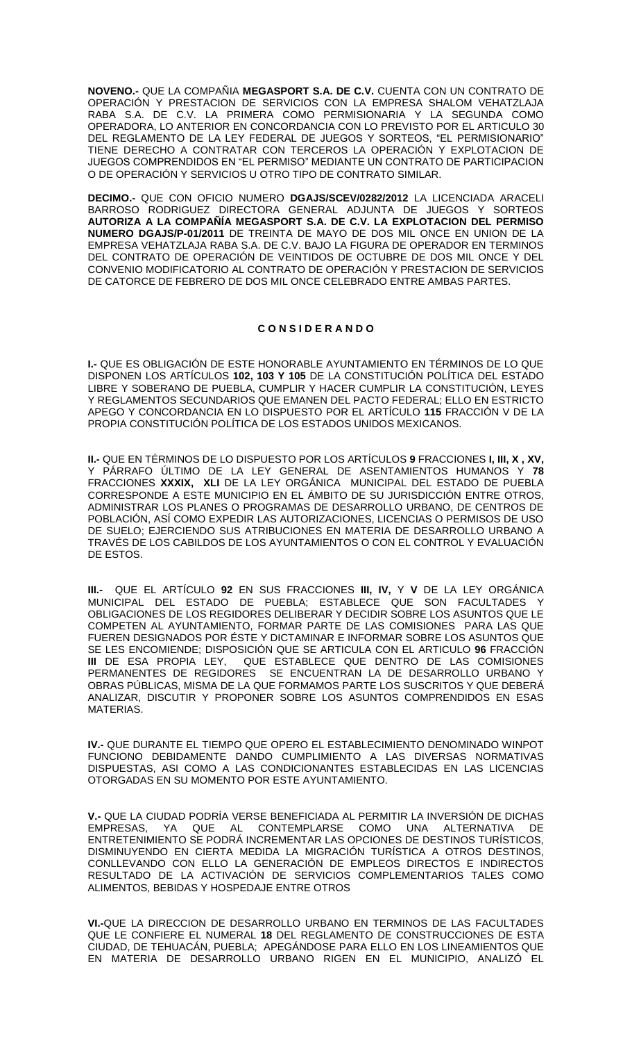**NOVENO.-** QUE LA COMPAÑIA **MEGASPORT S.A. DE C.V.** CUENTA CON UN CONTRATO DE OPERACIÓN Y PRESTACION DE SERVICIOS CON LA EMPRESA SHALOM VEHATZLAJA RABA S.A. DE C.V. LA PRIMERA COMO PERMISIONARIA Y LA SEGUNDA COMO OPERADORA, LO ANTERIOR EN CONCORDANCIA CON LO PREVISTO POR EL ARTICULO 30 DEL REGLAMENTO DE LA LEY FEDERAL DE JUEGOS Y SORTEOS, "EL PERMISIONARIO" TIENE DERECHO A CONTRATAR CON TERCEROS LA OPERACIÓN Y EXPLOTACION DE JUEGOS COMPRENDIDOS EN "EL PERMISO" MEDIANTE UN CONTRATO DE PARTICIPACION O DE OPERACIÓN Y SERVICIOS U OTRO TIPO DE CONTRATO SIMILAR.

**DECIMO.-** QUE CON OFICIO NUMERO **DGAJS/SCEV/0282/2012** LA LICENCIADA ARACELI BARROSO RODRIGUEZ DIRECTORA GENERAL ADJUNTA DE JUEGOS Y SORTEOS **AUTORIZA A LA COMPAÑÍA MEGASPORT S.A. DE C.V. LA EXPLOTACION DEL PERMISO NUMERO DGAJS/P-01/2011** DE TREINTA DE MAYO DE DOS MIL ONCE EN UNION DE LA EMPRESA VEHATZLAJA RABA S.A. DE C.V. BAJO LA FIGURA DE OPERADOR EN TERMINOS DEL CONTRATO DE OPERACIÓN DE VEINTIDOS DE OCTUBRE DE DOS MIL ONCE Y DEL CONVENIO MODIFICATORIO AL CONTRATO DE OPERACIÓN Y PRESTACION DE SERVICIOS DE CATORCE DE FEBRERO DE DOS MIL ONCE CELEBRADO ENTRE AMBAS PARTES.

## C O N S I D E R A N D O

**I.-** QUE ES OBLIGACIÓN DE ESTE HONORABLE AYUNTAMIENTO EN TÉRMINOS DE LO QUE DISPONEN LOS ARTÍCULOS **102, 103 Y 105** DE LA CONSTITUCIÓN POLÍTICA DEL ESTADO LIBRE Y SOBERANO DE PUEBLA, CUMPLIR Y HACER CUMPLIR LA CONSTITUCIÓN, LEYES Y REGLAMENTOS SECUNDARIOS QUE EMANEN DEL PACTO FEDERAL; ELLO EN ESTRICTO APEGO Y CONCORDANCIA EN LO DISPUESTO POR EL ARTÍCULO **115** FRACCIÓN V DE LA PROPIA CONSTITUCIÓN POLÍTICA DE LOS ESTADOS UNIDOS MEXICANOS.

**II.-** QUE EN TÉRMINOS DE LO DISPUESTO POR LOS ARTÍCULOS **9** FRACCIONES **I, III, X , XV,** Y PÁRRAFO ÚLTIMO DE LA LEY GENERAL DE ASENTAMIENTOS HUMANOS Y **78** FRACCIONES **XXXIX, XLI** DE LA LEY ORGÁNICA MUNICIPAL DEL ESTADO DE PUEBLA CORRESPONDE A ESTE MUNICIPIO EN EL ÁMBITO DE SU JURISDICCIÓN ENTRE OTROS, ADMINISTRAR LOS PLANES O PROGRAMAS DE DESARROLLO URBANO, DE CENTROS DE POBLACIÓN, ASÍ COMO EXPEDIR LAS AUTORIZACIONES, LICENCIAS O PERMISOS DE USO DE SUELO; EJERCIENDO SUS ATRIBUCIONES EN MATERIA DE DESARROLLO URBANO A TRAVÉS DE LOS CABILDOS DE LOS AYUNTAMIENTOS O CON EL CONTROL Y EVALUACIÓN DE ESTOS.

**III.-** QUE EL ARTÍCULO **92** EN SUS FRACCIONES **III, IV,** Y **V** DE LA LEY ORGÁNICA MUNICIPAL DEL ESTADO DE PUEBLA; ESTABLECE QUE SON FACULTADES Y OBLIGACIONES DE LOS REGIDORES DELIBERAR Y DECIDIR SOBRE LOS ASUNTOS QUE LE COMPETEN AL AYUNTAMIENTO, FORMAR PARTE DE LAS COMISIONES PARA LAS QUE FUEREN DESIGNADOS POR ÉSTE Y DICTAMINAR E INFORMAR SOBRE LOS ASUNTOS QUE SE LES ENCOMIENDE; DISPOSICIÓN QUE SE ARTICULA CON EL ARTICULO **96** FRACCIÓN **III** DE ESA PROPIA LEY, QUE ESTABLECE QUE DENTRO DE LAS COMISIONES PERMANENTES DE REGIDORES SE ENCUENTRAN LA DE DESARROLLO URBANO Y OBRAS PÚBLICAS, MISMA DE LA QUE FORMAMOS PARTE LOS SUSCRITOS Y QUE DEBERÁ ANALIZAR, DISCUTIR Y PROPONER SOBRE LOS ASUNTOS COMPRENDIDOS EN ESAS MATERIAS.

**IV.-** QUE DURANTE EL TIEMPO QUE OPERO EL ESTABLECIMIENTO DENOMINADO WINPOT FUNCIONO DEBIDAMENTE DANDO CUMPLIMIENTO A LAS DIVERSAS NORMATIVAS DISPUESTAS, ASI COMO A LAS CONDICIONANTES ESTABLECIDAS EN LAS LICENCIAS OTORGADAS EN SU MOMENTO POR ESTE AYUNTAMIENTO.

**V.-** QUE LA CIUDAD PODRÍA VERSE BENEFICIADA AL PERMITIR LA INVERSIÓN DE DICHAS EMPRESAS, YA QUE AL CONTEMPLARSE COMO UNA ALTERNATIVA DE ENTRETENIMIENTO SE PODRÁ INCREMENTAR LAS OPCIONES DE DESTINOS TURÍSTICOS, DISMINUYENDO EN CIERTA MEDIDA LA MIGRACIÓN TURÍSTICA A OTROS DESTINOS, CONLLEVANDO CON ELLO LA GENERACIÓN DE EMPLEOS DIRECTOS E INDIRECTOS RESULTADO DE LA ACTIVACIÓN DE SERVICIOS COMPLEMENTARIOS TALES COMO ALIMENTOS, BEBIDAS Y HOSPEDAJE ENTRE OTROS

**VI.-**QUE LA DIRECCION DE DESARROLLO URBANO EN TERMINOS DE LAS FACULTADES QUE LE CONFIERE EL NUMERAL **18** DEL REGLAMENTO DE CONSTRUCCIONES DE ESTA CIUDAD, DE TEHUACÁN, PUEBLA; APEGÁNDOSE PARA ELLO EN LOS LINEAMIENTOS QUE EN MATERIA DE DESARROLLO URBANO RIGEN EN EL MUNICIPIO, ANALIZÓ EL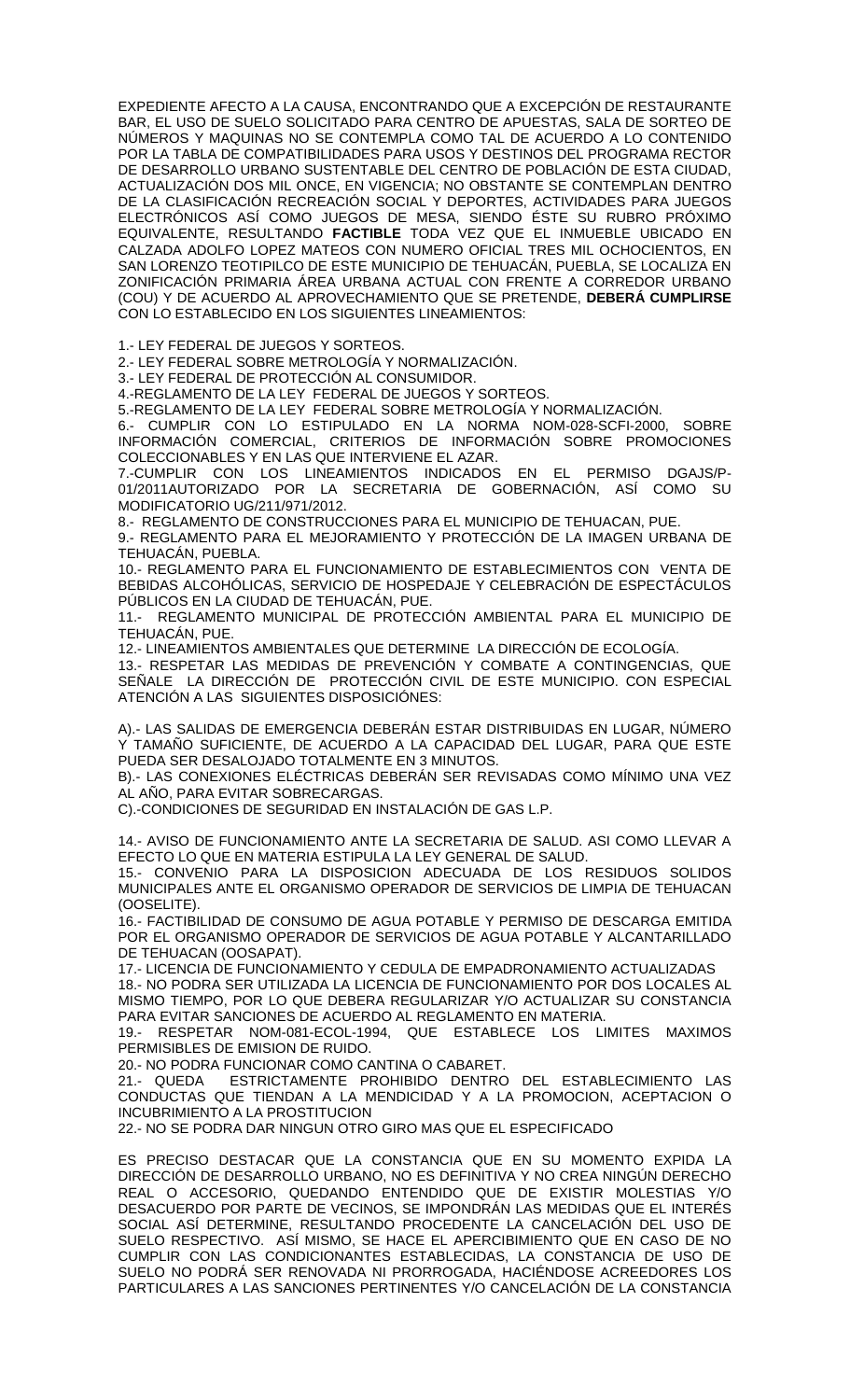EXPEDIENTE AFECTO A LA CAUSA, ENCONTRANDO QUE A EXCEPCIÓN DE RESTAURANTE BAR, EL USO DE SUELO SOLICITADO PARA CENTRO DE APUESTAS, SALA DE SORTEO DE NÚMEROS Y MAQUINAS NO SE CONTEMPLA COMO TAL DE ACUERDO A LO CONTENIDO POR LA TABLA DE COMPATIBILIDADES PARA USOS Y DESTINOS DEL PROGRAMA RECTOR DE DESARROLLO URBANO SUSTENTABLE DEL CENTRO DE POBLACIÓN DE ESTA CIUDAD, ACTUALIZACIÓN DOS MIL ONCE, EN VIGENCIA; NO OBSTANTE SE CONTEMPLAN DENTRO DE LA CLASIFICACIÓN RECREACIÓN SOCIAL Y DEPORTES, ACTIVIDADES PARA JUEGOS ELECTRÓNICOS ASÍ COMO JUEGOS DE MESA, SIENDO ÉSTE SU RUBRO PRÓXIMO EQUIVALENTE, RESULTANDO **FACTIBLE** TODA VEZ QUE EL INMUEBLE UBICADO EN CALZADA ADOLFO LOPEZ MATEOS CON NUMERO OFICIAL TRES MIL OCHOCIENTOS, EN SAN LORENZO TEOTIPILCO DE ESTE MUNICIPIO DE TEHUACÁN, PUEBLA, SE LOCALIZA EN ZONIFICACIÓN PRIMARIA ÁREA URBANA ACTUAL CON FRENTE A CORREDOR URBANO (COU) Y DE ACUERDO AL APROVECHAMIENTO QUE SE PRETENDE, **DEBERÁ CUMPLIRSE** CON LO ESTABLECIDO EN LOS SIGUIENTES LINEAMIENTOS:

1.- LEY FEDERAL DE JUEGOS Y SORTEOS.

2.- LEY FEDERAL SOBRE METROLOGÍA Y NORMALIZACIÓN.

3.- LEY FEDERAL DE PROTECCIÓN AL CONSUMIDOR.

4.-REGLAMENTO DE LA LEY FEDERAL DE JUEGOS Y SORTEOS.

5.-REGLAMENTO DE LA LEY FEDERAL SOBRE METROLOGÍA Y NORMALIZACIÓN.

6.- CUMPLIR CON LO ESTIPULADO EN LA NORMA NOM-028-SCFI-2000, SOBRE INFORMACIÓN COMERCIAL, CRITERIOS DE INFORMACIÓN SOBRE PROMOCIONES COLECCIONABLES Y EN LAS QUE INTERVIENE EL AZAR.

7.-CUMPLIR CON LOS LINEAMIENTOS INDICADOS EN EL PERMISO DGAJS/P-01/2011AUTORIZADO POR LA SECRETARIA DE GOBERNACIÓN, ASÍ COMO SU MODIFICATORIO UG/211/971/2012.

8.- REGLAMENTO DE CONSTRUCCIONES PARA EL MUNICIPIO DE TEHUACAN, PUE.

9.- REGLAMENTO PARA EL MEJORAMIENTO Y PROTECCIÓN DE LA IMAGEN URBANA DE TEHUACÁN, PUEBLA.

10.- REGLAMENTO PARA EL FUNCIONAMIENTO DE ESTABLECIMIENTOS CON VENTA DE BEBIDAS ALCOHÓLICAS, SERVICIO DE HOSPEDAJE Y CELEBRACIÓN DE ESPECTÁCULOS PÚBLICOS EN LA CIUDAD DE TEHUACÁN, PUE.

11.- REGLAMENTO MUNICIPAL DE PROTECCIÓN AMBIENTAL PARA EL MUNICIPIO DE TEHUACÁN, PUE.

12.- LINEAMIENTOS AMBIENTALES QUE DETERMINE LA DIRECCIÓN DE ECOLOGÍA.

13.- RESPETAR LAS MEDIDAS DE PREVENCIÓN Y COMBATE A CONTINGENCIAS, QUE SEÑALE LA DIRECCIÓN DE PROTECCIÓN CIVIL DE ESTE MUNICIPIO. CON ESPECIAL ATENCIÓN A LAS SIGUIENTES DISPOSICIÓNES:

A).- LAS SALIDAS DE EMERGENCIA DEBERÁN ESTAR DISTRIBUIDAS EN LUGAR, NÚMERO Y TAMAÑO SUFICIENTE, DE ACUERDO A LA CAPACIDAD DEL LUGAR, PARA QUE ESTE PUEDA SER DESALOJADO TOTALMENTE EN 3 MINUTOS.

B).- LAS CONEXIONES ELÉCTRICAS DEBERÁN SER REVISADAS COMO MÍNIMO UNA VEZ AL AÑO, PARA EVITAR SOBRECARGAS.

C).-CONDICIONES DE SEGURIDAD EN INSTALACIÓN DE GAS L.P.

14.- AVISO DE FUNCIONAMIENTO ANTE LA SECRETARIA DE SALUD. ASI COMO LLEVAR A EFECTO LO QUE EN MATERIA ESTIPULA LA LEY GENERAL DE SALUD.

15.- CONVENIO PARA LA DISPOSICION ADECUADA DE LOS RESIDUOS SOLIDOS MUNICIPALES ANTE EL ORGANISMO OPERADOR DE SERVICIOS DE LIMPIA DE TEHUACAN (OOSELITE).

16.- FACTIBILIDAD DE CONSUMO DE AGUA POTABLE Y PERMISO DE DESCARGA EMITIDA POR EL ORGANISMO OPERADOR DE SERVICIOS DE AGUA POTABLE Y ALCANTARILLADO DE TEHUACAN (OOSAPAT).

17.- LICENCIA DE FUNCIONAMIENTO Y CEDULA DE EMPADRONAMIENTO ACTUALIZADAS

18.- NO PODRA SER UTILIZADA LA LICENCIA DE FUNCIONAMIENTO POR DOS LOCALES AL MISMO TIEMPO, POR LO QUE DEBERA REGULARIZAR Y/O ACTUALIZAR SU CONSTANCIA PARA EVITAR SANCIONES DE ACUERDO AL REGLAMENTO EN MATERIA.

19.- RESPETAR NOM-081-ECOL-1994, QUE ESTABLECE LOS LIMITES MAXIMOS PERMISIBLES DE EMISION DE RUIDO.

20.- NO PODRA FUNCIONAR COMO CANTINA O CABARET.

21.- QUEDA ESTRICTAMENTE PROHIBIDO DENTRO DEL ESTABLECIMIENTO LAS CONDUCTAS QUE TIENDAN A LA MENDICIDAD Y A LA PROMOCION, ACEPTACION O INCUBRIMIENTO A LA PROSTITUCION

22.- NO SE PODRA DAR NINGUN OTRO GIRO MAS QUE EL ESPECIFICADO

ES PRECISO DESTACAR QUE LA CONSTANCIA QUE EN SU MOMENTO EXPIDA LA DIRECCIÓN DE DESARROLLO URBANO, NO ES DEFINITIVA Y NO CREA NINGÚN DERECHO REAL O ACCESORIO, QUEDANDO ENTENDIDO QUE DE EXISTIR MOLESTIAS Y/O DESACUERDO POR PARTE DE VECINOS, SE IMPONDRÁN LAS MEDIDAS QUE EL INTERÉS SOCIAL ASÍ DETERMINE, RESULTANDO PROCEDENTE LA CANCELACIÓN DEL USO DE SUELO RESPECTIVO. ASÍ MISMO, SE HACE EL APERCIBIMIENTO QUE EN CASO DE NO CUMPLIR CON LAS CONDICIONANTES ESTABLECIDAS, LA CONSTANCIA DE USO DE SUELO NO PODRÁ SER RENOVADA NI PRORROGADA, HACIÉNDOSE ACREEDORES LOS PARTICULARES A LAS SANCIONES PERTINENTES Y/O CANCELACIÓN DE LA CONSTANCIA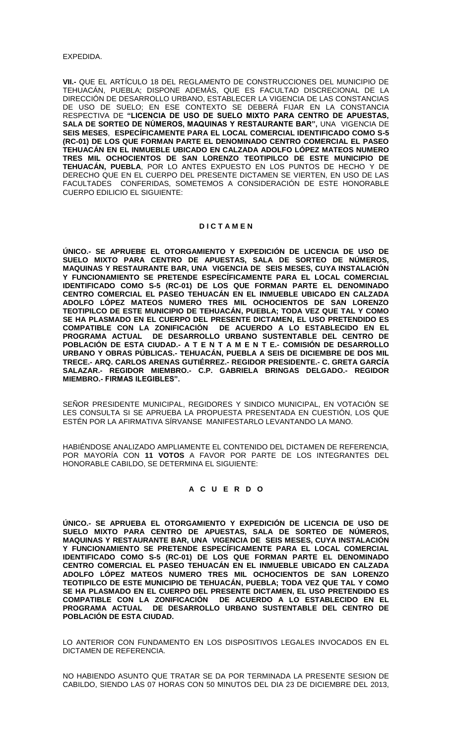EXPEDIDA.

**VII.-** QUE EL ARTÍCULO 18 DEL REGLAMENTO DE CONSTRUCCIONES DEL MUNICIPIO DE TEHUACÁN, PUEBLA; DISPONE ADEMÁS, QUE ES FACULTAD DISCRECIONAL DE LA DIRECCIÓN DE DESARROLLO URBANO, ESTABLECER LA VIGENCIA DE LAS CONSTANCIAS DE USO DE SUELO; EN ESE CONTEXTO SE DEBERÁ FIJAR EN LA CONSTANCIA RESPECTIVA DE **"LICENCIA DE USO DE SUELO MIXTO PARA CENTRO DE APUESTAS, SALA DE SORTEO DE NÚMEROS, MAQUINAS Y RESTAURANTE BAR",** UNA VIGENCIA DE **SEIS MESES**, **ESPECÍFICAMENTE PARA EL LOCAL COMERCIAL IDENTIFICADO COMO S-5 (RC-01) DE LOS QUE FORMAN PARTE EL DENOMINADO CENTRO COMERCIAL EL PASEO TEHUACÁN EN EL INMUEBLE UBICADO EN CALZADA ADOLFO LÓPEZ MATEOS NUMERO TRES MIL OCHOCIENTOS DE SAN LORENZO TEOTIPILCO DE ESTE MUNICIPIO DE TEHUACÁN, PUEBLA**, POR LO ANTES EXPUESTO EN LOS PUNTOS DE HECHO Y DE DERECHO QUE EN EL CUERPO DEL PRESENTE DICTAMEN SE VIERTEN, EN USO DE LAS FACULTADES CONFERIDAS, SOMETEMOS A CONSIDERACIÓN DE ESTE HONORABLE CUERPO EDILICIO EL SIGUIENTE:

**D I C T A M E N**

**ÚNICO.- SE APRUEBE EL OTORGAMIENTO Y EXPEDICIÓN DE LICENCIA DE USO DE SUELO MIXTO PARA CENTRO DE APUESTAS, SALA DE SORTEO DE NÚMEROS, MAQUINAS Y RESTAURANTE BAR, UNA VIGENCIA DE SEIS MESES, CUYA INSTALACIÓN Y FUNCIONAMIENTO SE PRETENDE ESPECÍFICAMENTE PARA EL LOCAL COMERCIAL IDENTIFICADO COMO S-5 (RC-01) DE LOS QUE FORMAN PARTE EL DENOMINADO CENTRO COMERCIAL EL PASEO TEHUACÁN EN EL INMUEBLE UBICADO EN CALZADA ADOLFO LÓPEZ MATEOS NUMERO TRES MIL OCHOCIENTOS DE SAN LORENZO TEOTIPILCO DE ESTE MUNICIPIO DE TEHUACÁN, PUEBLA; TODA VEZ QUE TAL Y COMO SE HA PLASMADO EN EL CUERPO DEL PRESENTE DICTAMEN, EL USO PRETENDIDO ES COMPATIBLE CON LA ZONIFICACIÓN DE ACUERDO A LO ESTABLECIDO EN EL PROGRAMA ACTUAL DE DESARROLLO URBANO SUSTENTABLE DEL CENTRO DE POBLACIÓN DE ESTA CIUDAD.- A T E N T A M E N T E.- COMISIÓN DE DESARROLLO URBANO Y OBRAS PÚBLICAS.- TEHUACÁN, PUEBLA A SEIS DE DICIEMBRE DE DOS MIL TRECE.- ARQ. CARLOS ARENAS GUTIÉRREZ.- REGIDOR PRESIDENTE.- C. GRETA GARCÍA SALAZAR.- REGIDOR MIEMBRO.- C.P. GABRIELA BRINGAS DELGADO.- REGIDOR MIEMBRO.- FIRMAS ILEGIBLES".**

SEÑOR PRESIDENTE MUNICIPAL, REGIDORES Y SINDICO MUNICIPAL, EN VOTACIÓN SE LES CONSULTA SI SE APRUEBA LA PROPUESTA PRESENTADA EN CUESTIÓN, LOS QUE ESTÉN POR LA AFIRMATIVA SÍRVANSE MANIFESTARLO LEVANTANDO LA MANO.

HABIÉNDOSE ANALIZADO AMPLIAMENTE EL CONTENIDO DEL DICTAMEN DE REFERENCIA, POR MAYORÍA CON **11 VOTOS** A FAVOR POR PARTE DE LOS INTEGRANTES DEL HONORABLE CABILDO, SE DETERMINA EL SIGUIENTE:

**A C U E R D O**

**ÚNICO.- SE APRUEBA EL OTORGAMIENTO Y EXPEDICIÓN DE LICENCIA DE USO DE SUELO MIXTO PARA CENTRO DE APUESTAS, SALA DE SORTEO DE NÚMEROS, MAQUINAS Y RESTAURANTE BAR, UNA VIGENCIA DE SEIS MESES, CUYA INSTALACIÓN Y FUNCIONAMIENTO SE PRETENDE ESPECÍFICAMENTE PARA EL LOCAL COMERCIAL IDENTIFICADO COMO S-5 (RC-01) DE LOS QUE FORMAN PARTE EL DENOMINADO CENTRO COMERCIAL EL PASEO TEHUACÁN EN EL INMUEBLE UBICADO EN CALZADA ADOLFO LÓPEZ MATEOS NUMERO TRES MIL OCHOCIENTOS DE SAN LORENZO TEOTIPILCO DE ESTE MUNICIPIO DE TEHUACÁN, PUEBLA; TODA VEZ QUE TAL Y COMO SE HA PLASMADO EN EL CUERPO DEL PRESENTE DICTAMEN, EL USO PRETENDIDO ES COMPATIBLE CON LA ZONIFICACIÓN DE ACUERDO A LO ESTABLECIDO EN EL PROGRAMA ACTUAL DE DESARROLLO URBANO SUSTENTABLE DEL CENTRO DE POBLACIÓN DE ESTA CIUDAD.**

LO ANTERIOR CON FUNDAMENTO EN LOS DISPOSITIVOS LEGALES INVOCADOS EN EL DICTAMEN DE REFERENCIA.

NO HABIENDO ASUNTO QUE TRATAR SE DA POR TERMINADA LA PRESENTE SESION DE CABILDO, SIENDO LAS 07 HORAS CON 50 MINUTOS DEL DIA 23 DE DICIEMBRE DEL 2013,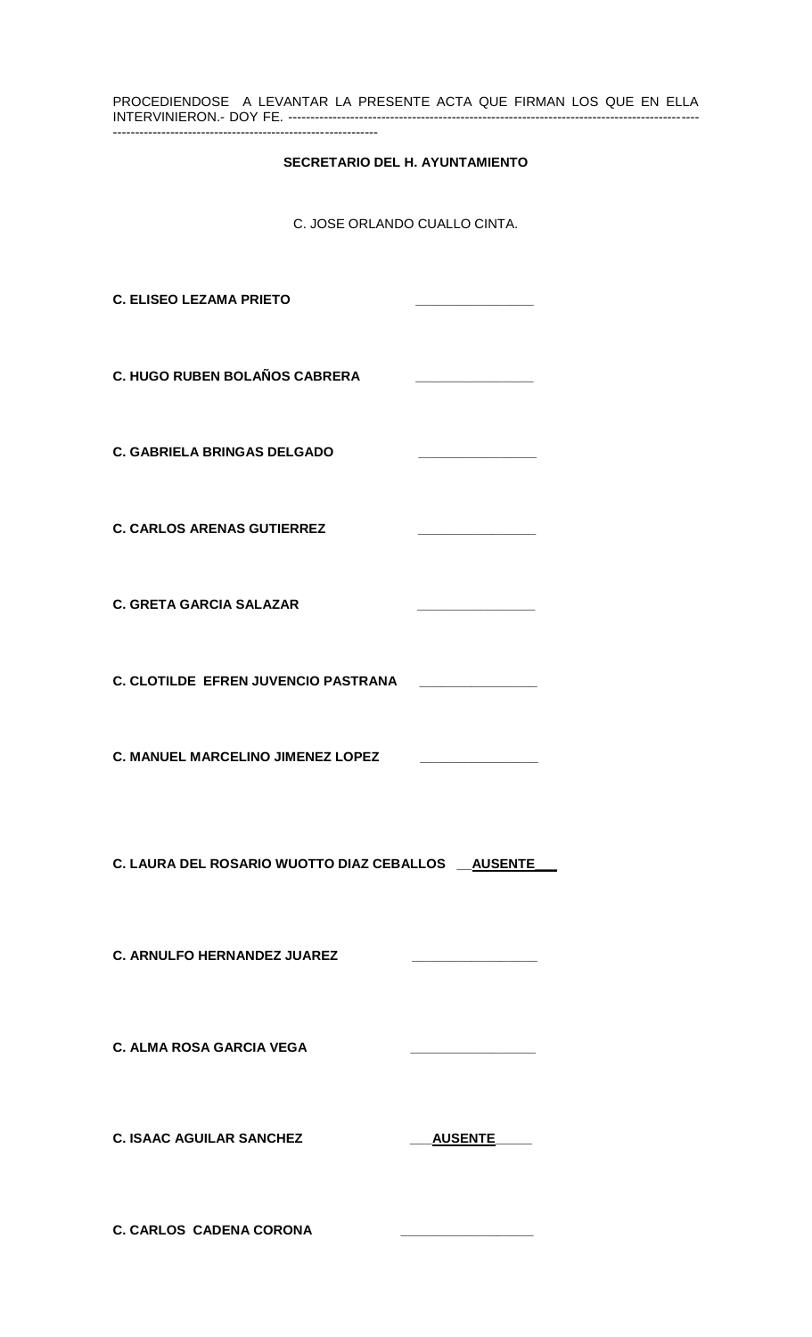PROCEDIENDOSE A LEVANTAR LA PRESENTE ACTA QUE FIRMAN LOS QUE EN ELLA INTERVINIERON.- DOY FE. ------------------------------------------------------------------------------------------------------------------------------------------------------

**SECRETARIO DEL H. AYUNTAMIENTO**

C. JOSE ORLANDO CUALLO CINTA.

**C. ELISEO LEZAMA PRIETO** \_\_\_\_\_\_\_\_\_\_\_\_\_\_\_\_

**C. HUGO RUBEN BOLAÑOS CABRERA** \_\_\_\_\_\_\_\_\_\_\_\_\_\_\_\_

**C. GABRIELA BRINGAS DELGADO** \_\_\_\_\_\_\_\_\_\_\_\_\_\_\_\_

**C. CARLOS ARENAS GUTIERREZ** \_\_\_\_\_\_\_\_\_\_\_\_\_\_\_\_

**C. GRETA GARCIA SALAZAR** \_\_\_\_\_\_\_\_\_\_\_\_\_\_\_\_

**C. CLOTILDE EFREN JUVENCIO PASTRANA** \_\_\_\_\_\_\_\_\_\_\_\_\_\_\_\_

**C. MANUEL MARCELINO JIMENEZ LOPEZ** \_\_\_\_\_\_\_\_\_\_\_\_\_\_\_\_

**C. LAURA DEL ROSARIO WUOTTO DIAZ CEBALLOS** \_\_**AUSENTE**\_\_\_

**C. ARNULFO HERNANDEZ JUAREZ** \_\_\_\_\_\_\_\_\_\_\_\_\_\_\_\_

**C. ALMA ROSA GARCIA VEGA** \_\_\_\_\_\_\_\_\_\_\_\_\_\_\_\_

**C. ISAAC AGUILAR SANCHEZ** \_\_\_**AUSENTE**\_\_\_\_\_

**C. CARLOS CADENA CORONA** \_\_\_\_\_\_\_\_\_\_\_\_\_\_\_\_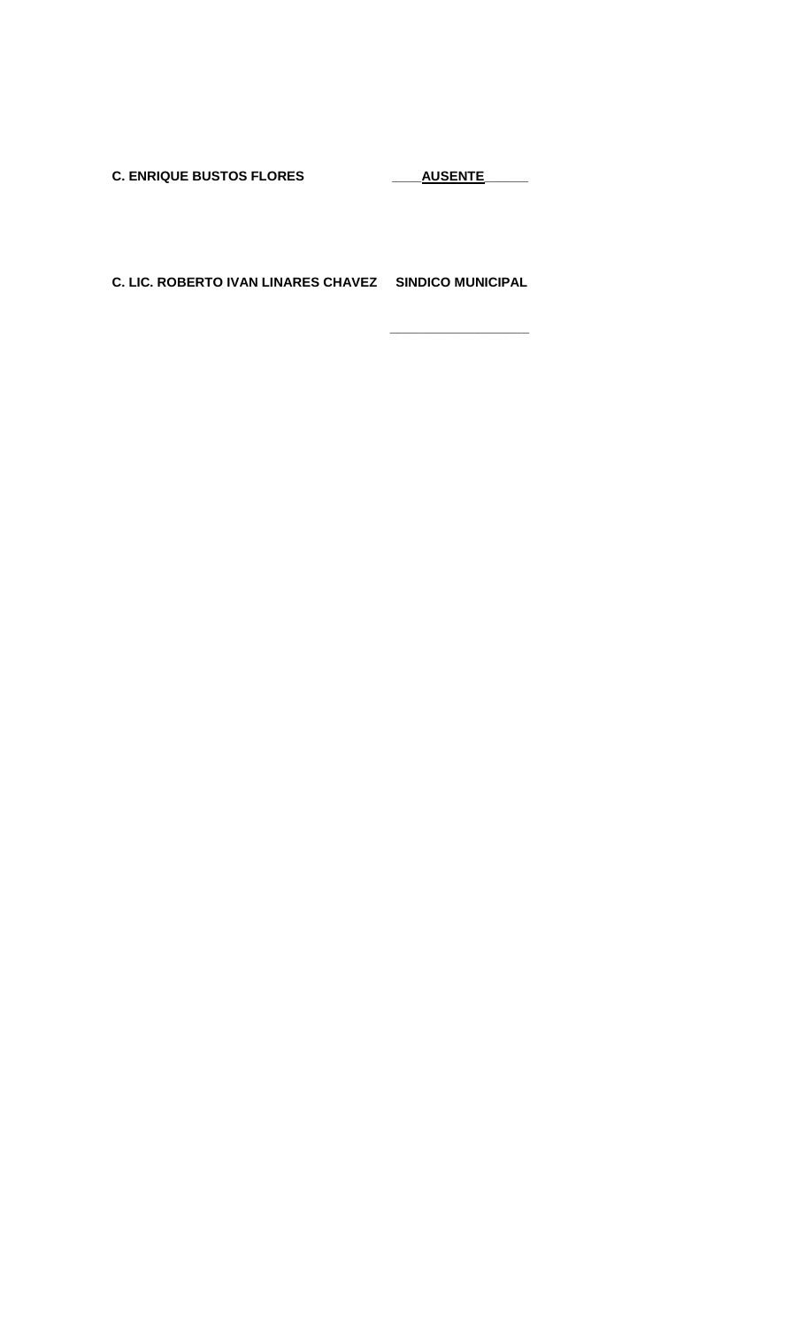**C. ENRIQUE BUSTOS FLORES** ____**AUSENTE**______

**C. LIC. ROBERTO IVAN LINARES CHAVEZ** **SINDICO MUNICIPAL**

____________________